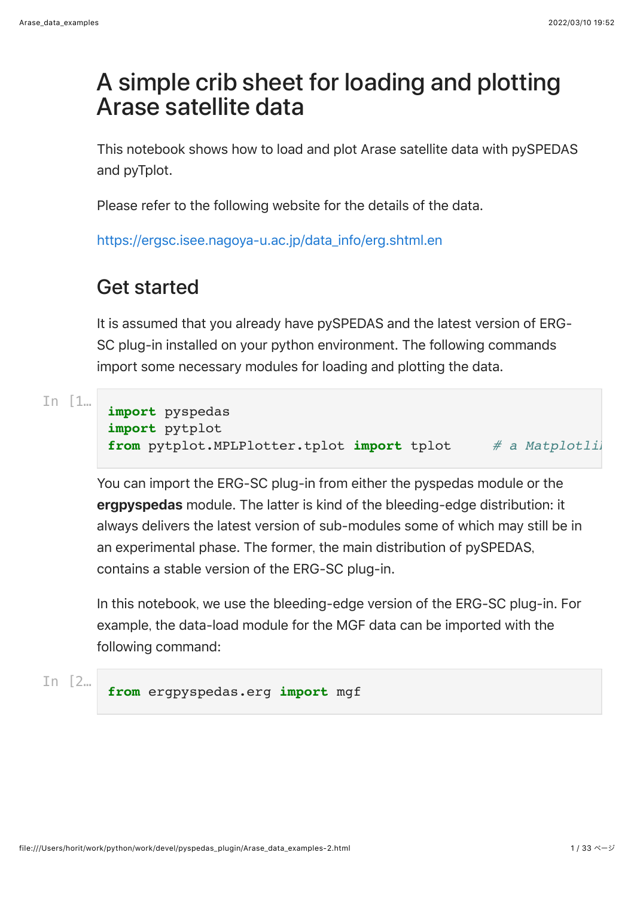# A simple crib sheet for loading and plotting Arase satellite data

This notebook shows how to load and plot Arase satellite data with pySPEDAS and pyTplot.

Please refer to the following website for the details of the data.

https://ergsc.isee.nagoya-u.ac.jp/data_info/erg.shtml.en

## Get started

It is assumed that you already have pySPEDAS and the latest version of ERG-SC plug-in installed on your python environment. The following commands import some necessary modules for loading and plotting the data.

```
import pyspedas
import pytplot
from pytplot.MPLPlotter.tplot import tplot     # a Matplotli
```

You can import the ERG-SC plug-in from either the pyspedas module or the **ergpyspedas** module. The latter is kind of the bleeding-edge distribution: it always delivers the latest version of sub-modules some of which may still be in an experimental phase. The former, the main distribution of pySPEDAS, contains a stable version of the ERG-SC plug-in.

In this notebook, we use the bleeding-edge version of the ERG-SC plug-in. For example, the data-load module for the MGF data can be imported with the following command:

```
from ergpyspedas.erg import mgf
```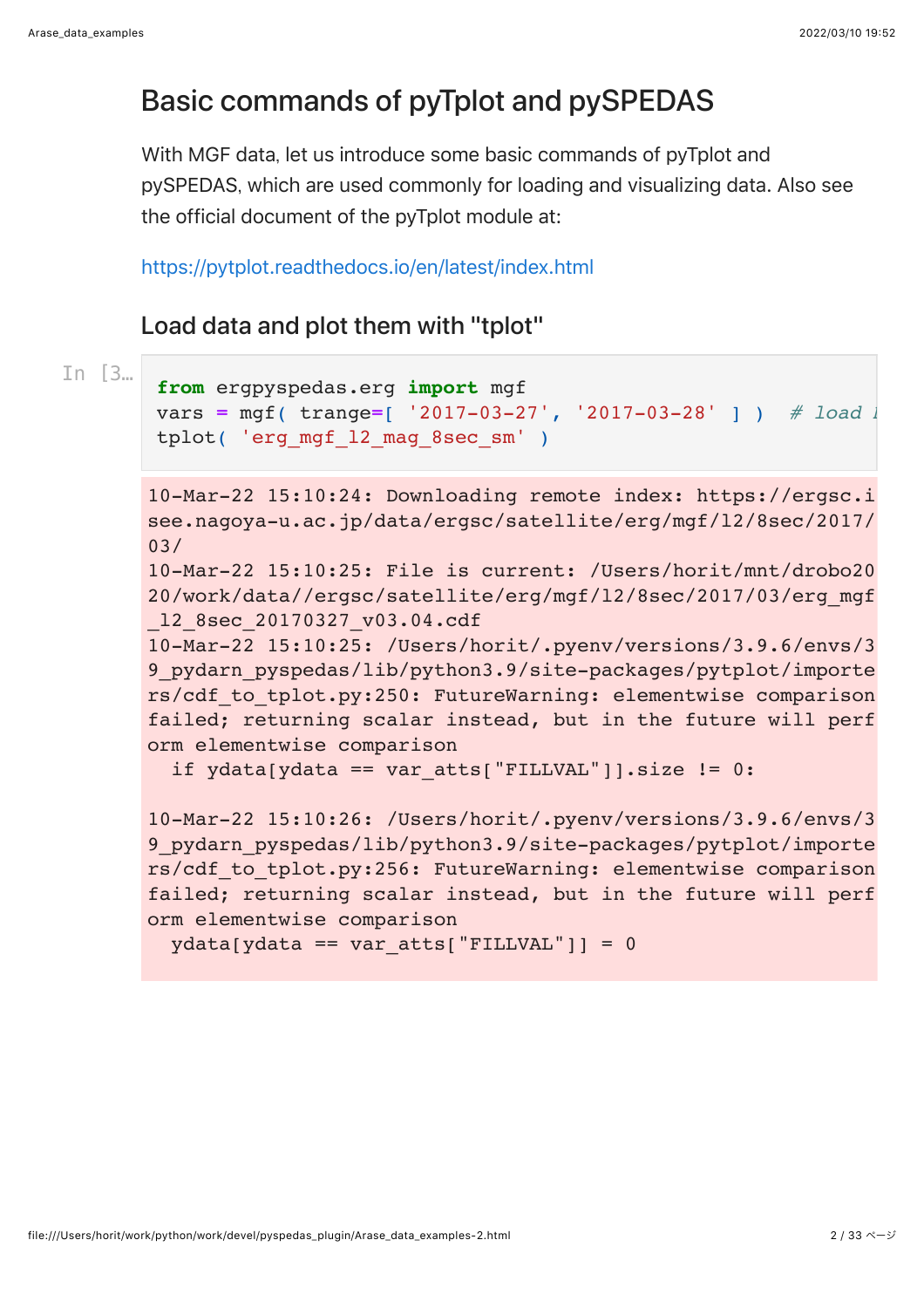## Basic commands of pyTplot and pySPEDAS

With MGF data, let us introduce some basic commands of pyTplot and pySPEDAS, which are used commonly for loading and visualizing data. Also see the official document of the pyTplot module at:

https://pytplot.readthedocs.io/en/latest/index.html

### Load data and plot them with "tplot"

In [3…

```
from ergpyspedas.erg import mgf
vars = mgf( trange=[ '2017-03-27', '2017-03-28' ] )  # load l
tplot( 'erg_mgf_l2_mag_8sec_sm' )
```

```
10-Mar-22 15:10:24: Downloading remote index: https://ergsc.isee.nagoya-u.ac.jp/data/ergsc/satellite/erg/mgf/l2/8sec/2017/03/
10-Mar-22 15:10:25: File is current: /Users/horit/mnt/drobo2020/work/data//ergsc/satellite/erg/mgf/l2/8sec/2017/03/erg_mgf_l2_8sec_20170327_v03.04.cdf
10-Mar-22 15:10:25: /Users/horit/.pyenv/versions/3.9.6/envs/39_pydarn_pyspedas/lib/python3.9/site-packages/pytplot/importers/cdf_to_tplot.py:250: FutureWarning: elementwise comparison failed; returning scalar instead, but in the future will perform elementwise comparison
  if ydata[ydata == var_atts["FILLVAL"]].size != 0:

10-Mar-22 15:10:26: /Users/horit/.pyenv/versions/3.9.6/envs/39_pydarn_pyspedas/lib/python3.9/site-packages/pytplot/importers/cdf_to_tplot.py:256: FutureWarning: elementwise comparison failed; returning scalar instead, but in the future will perform elementwise comparison
  ydata[ydata == var_atts["FILLVAL"]] = 0
```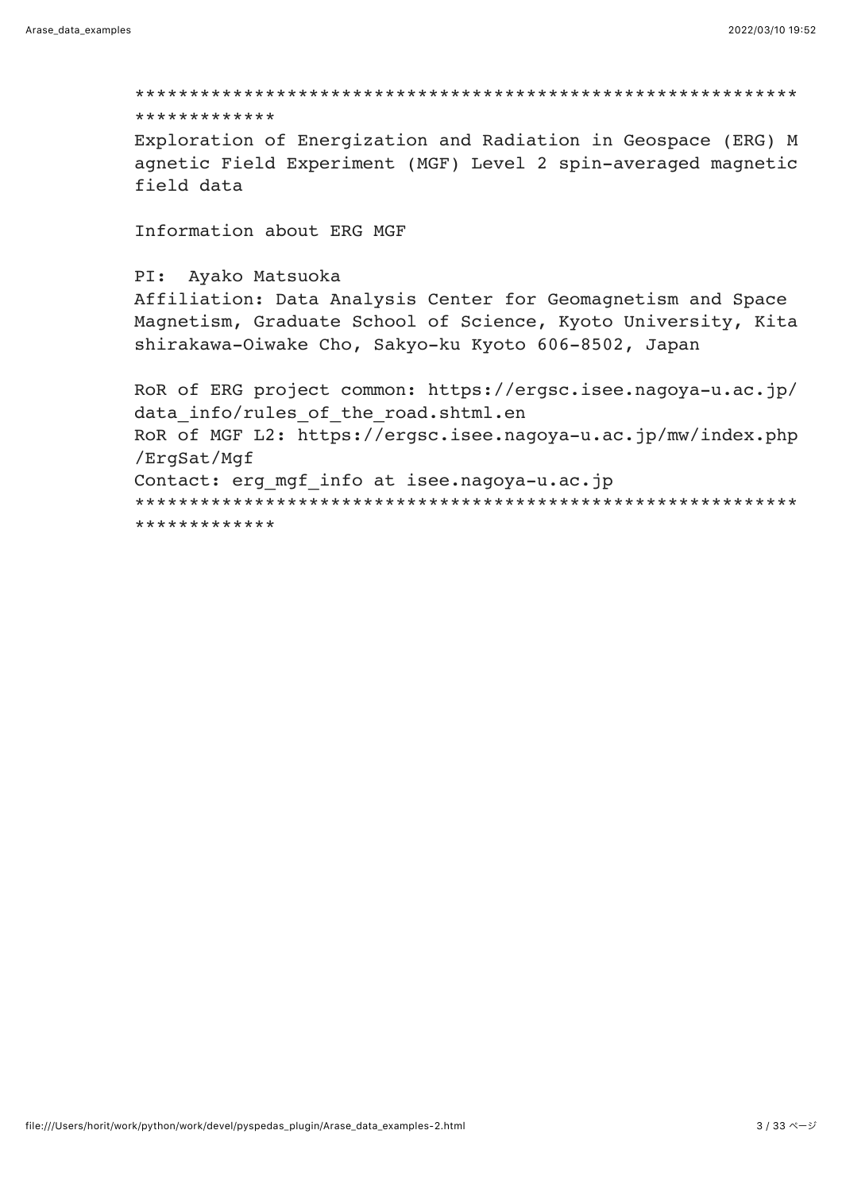```
*************************************************************************
Exploration of Energization and Radiation in Geospace (ERG) Magnetic Field Experiment (MGF) Level 2 spin-averaged magnetic field data

Information about ERG MGF

PI:  Ayako Matsuoka
Affiliation: Data Analysis Center for Geomagnetism and Space Magnetism, Graduate School of Science, Kyoto University, Kitashirakawa-Oiwake Cho, Sakyo-ku Kyoto 606-8502, Japan

RoR of ERG project common: https://ergsc.isee.nagoya-u.ac.jp/data_info/rules_of_the_road.shtml.en
RoR of MGF L2: https://ergsc.isee.nagoya-u.ac.jp/mw/index.php/ErgSat/Mgf
Contact: erg_mgf_info at isee.nagoya-u.ac.jp
*************************************************************************
```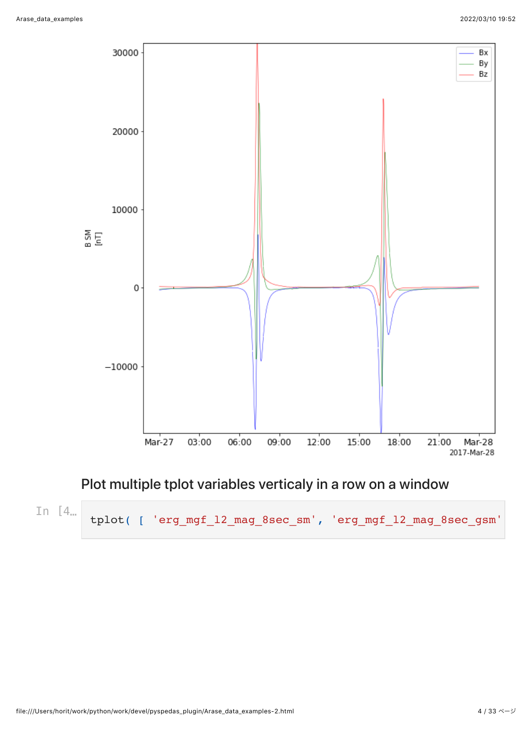## Plot multiple tplot variables verticaly in a row on a window

In [4…

```
tplot( [ 'erg_mgf_l2_mag_8sec_sm', 'erg_mgf_l2_mag_8sec_gsm'
```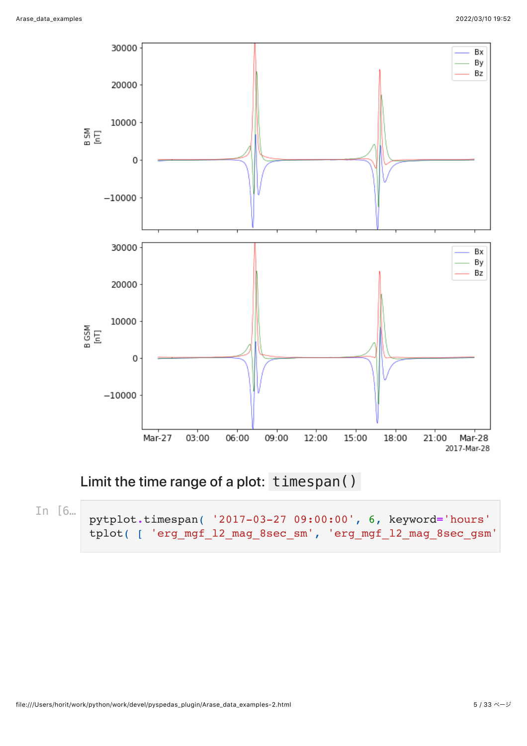## Limit the time range of a plot: `timespan()`

In [6…

```
pytplot.timespan( '2017-03-27 09:00:00', 6, keyword='hours'
tplot( [ 'erg_mgf_l2_mag_8sec_sm', 'erg_mgf_l2_mag_8sec_gsm'
```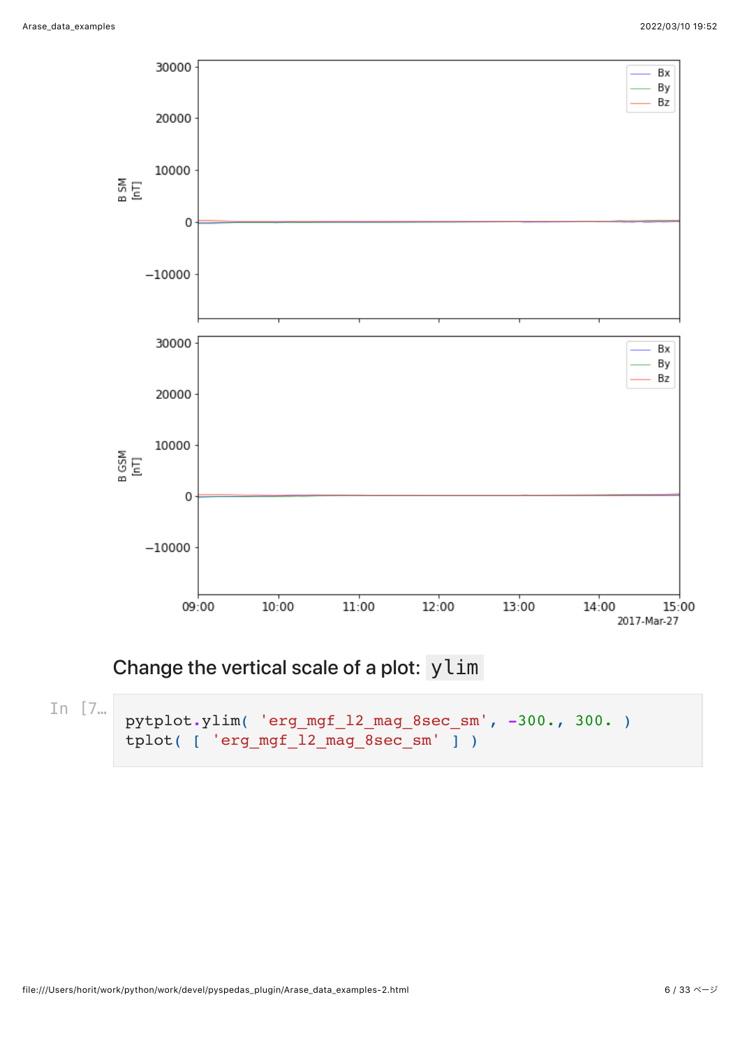## Change the vertical scale of a plot: `ylim`

In [7…

```
pytplot.ylim( 'erg_mgf_l2_mag_8sec_sm', -300., 300. )
tplot( [ 'erg_mgf_l2_mag_8sec_sm' ] )
```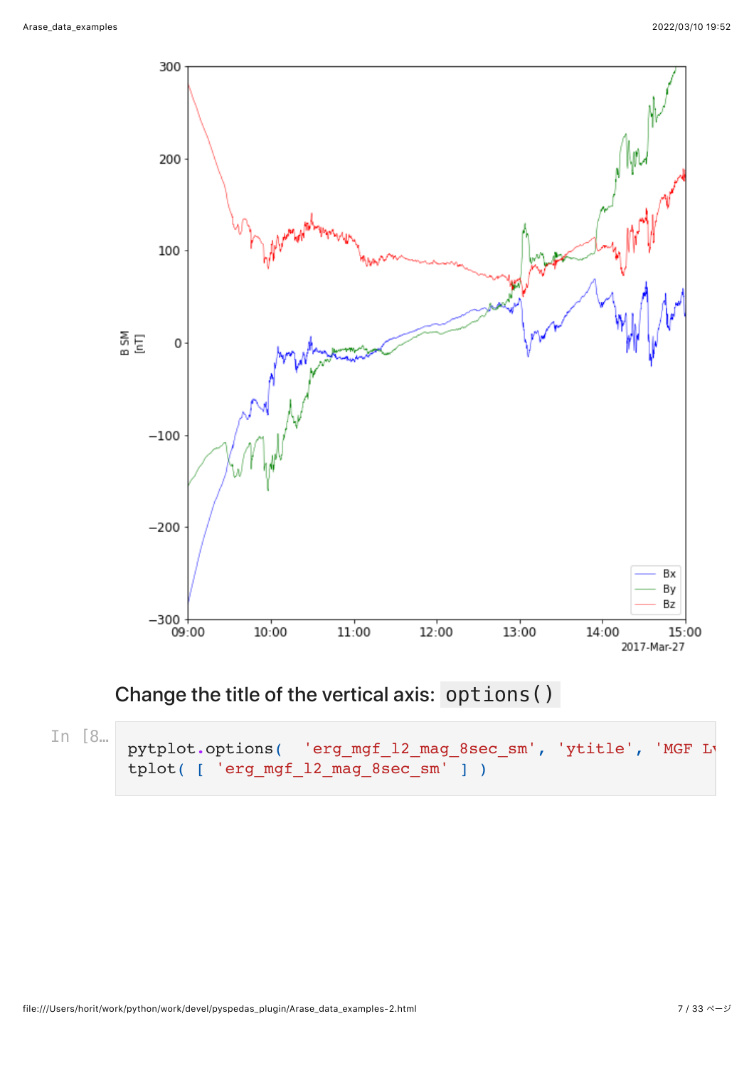## Change the title of the vertical axis: `options()`

In [8…

```
pytplot.options(  'erg_mgf_l2_mag_8sec_sm', 'ytitle', 'MGF Lv
tplot( [ 'erg_mgf_l2_mag_8sec_sm' ] )
```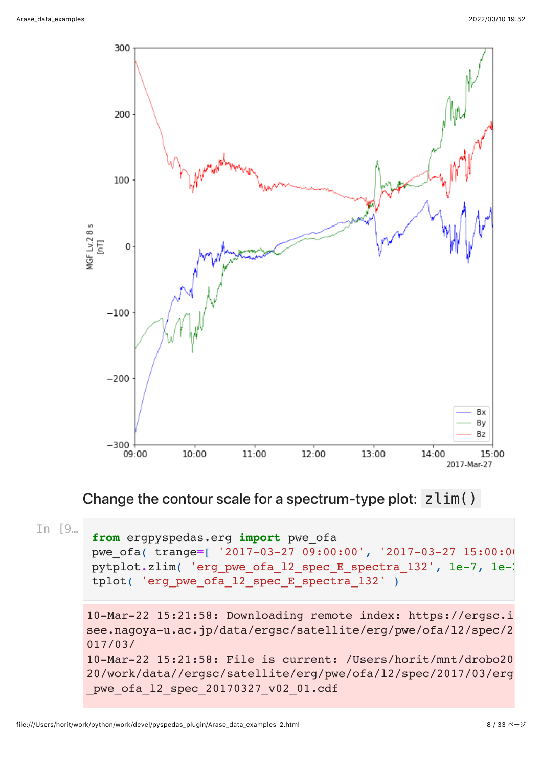## Change the contour scale for a spectrum-type plot: `zlim()`

```
from ergpyspedas.erg import pwe_ofa
pwe_ofa( trange=[ '2017-03-27 09:00:00', '2017-03-27 15:00:0(
pytplot.zlim( 'erg_pwe_ofa_l2_spec_E_spectra_132', 1e-7, 1e-:
tplot( 'erg_pwe_ofa_l2_spec_E_spectra_132' )
```

```
10-Mar-22 15:21:58: Downloading remote index: https://ergsc.i
see.nagoya-u.ac.jp/data/ergsc/satellite/erg/pwe/ofa/l2/spec/2
017/03/
10-Mar-22 15:21:58: File is current: /Users/horit/mnt/drobo20
20/work/data//ergsc/satellite/erg/pwe/ofa/l2/spec/2017/03/erg
_pwe_ofa_l2_spec_20170327_v02_01.cdf
```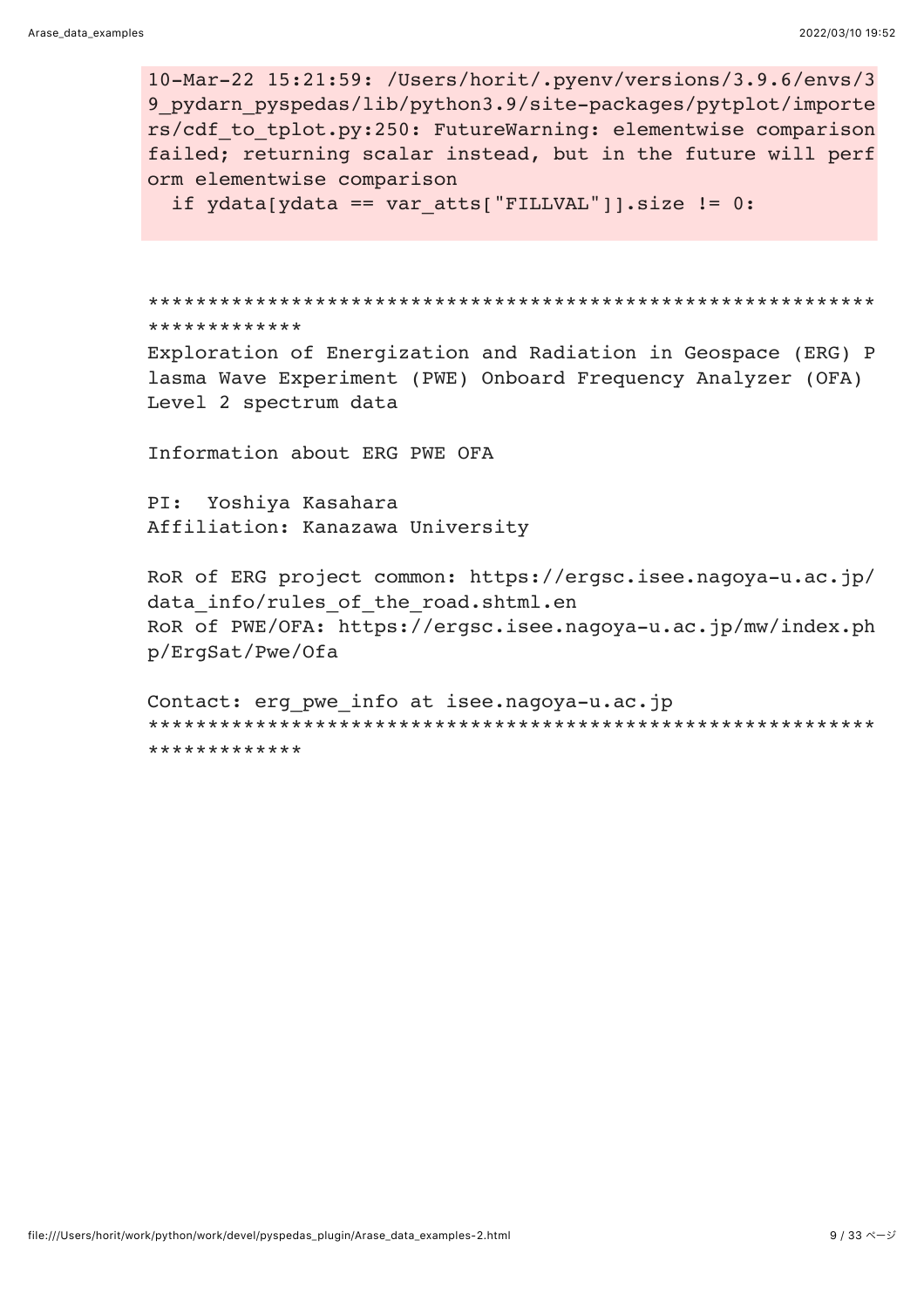```
10-Mar-22 15:21:59: /Users/horit/.pyenv/versions/3.9.6/envs/39_pydarn_pyspedas/lib/python3.9/site-packages/pytplot/importers/cdf_to_tplot.py:250: FutureWarning: elementwise comparison failed; returning scalar instead, but in the future will perform elementwise comparison
  if ydata[ydata == var_atts["FILLVAL"]].size != 0:
```

```
**************************************************************************
Exploration of Energization and Radiation in Geospace (ERG) Plasma Wave Experiment (PWE) Onboard Frequency Analyzer (OFA) Level 2 spectrum data

Information about ERG PWE OFA

PI:  Yoshiya Kasahara
Affiliation: Kanazawa University

RoR of ERG project common: https://ergsc.isee.nagoya-u.ac.jp/data_info/rules_of_the_road.shtml.en
RoR of PWE/OFA: https://ergsc.isee.nagoya-u.ac.jp/mw/index.php/ErgSat/Pwe/Ofa

Contact: erg_pwe_info at isee.nagoya-u.ac.jp
**************************************************************************
```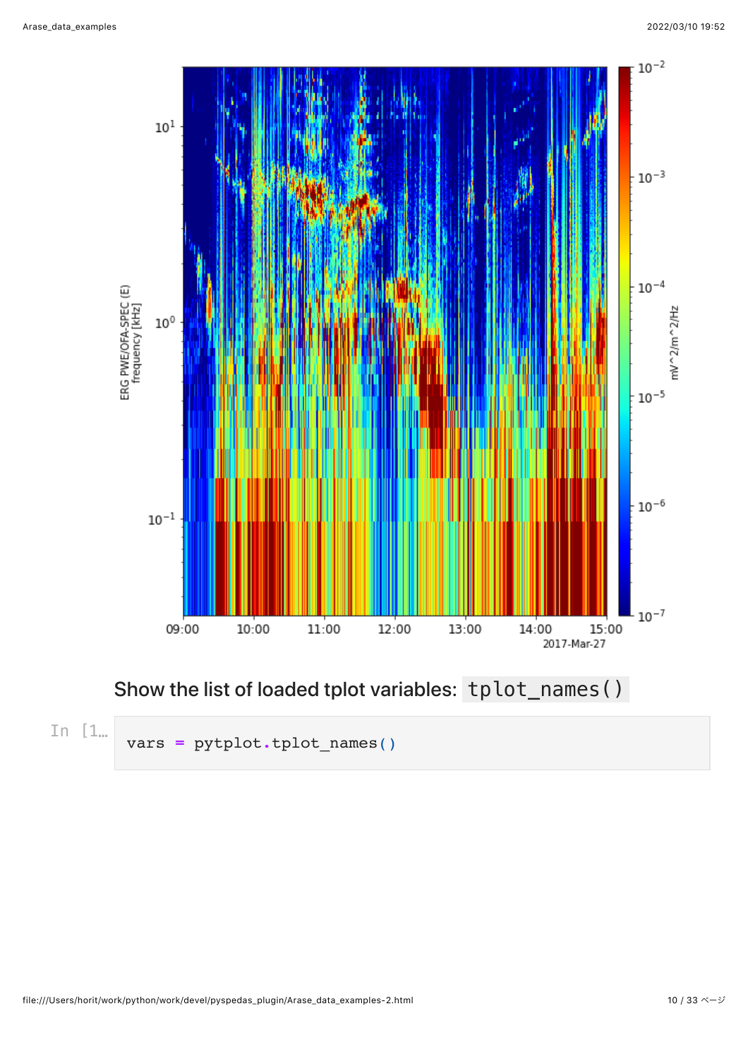Show the list of loaded tplot variables: `tplot_names()`

```
vars = pytplot.tplot_names()
```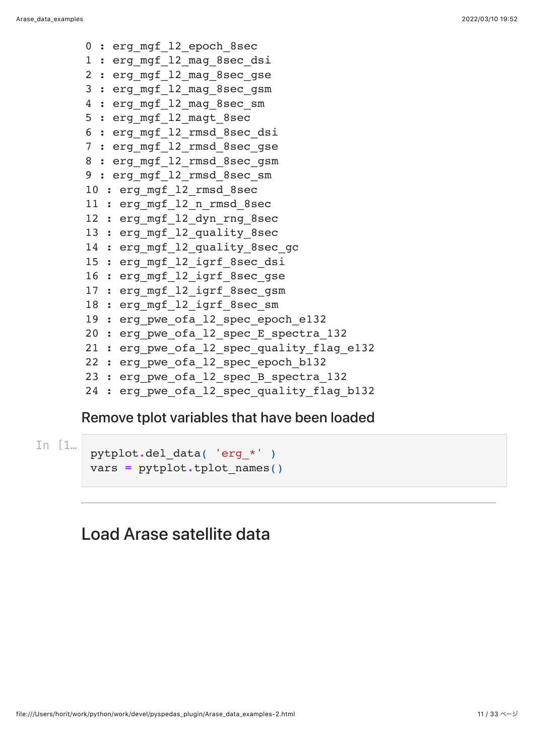```
0 : erg_mgf_l2_epoch_8sec
1 : erg_mgf_l2_mag_8sec_dsi
2 : erg_mgf_l2_mag_8sec_gse
3 : erg_mgf_l2_mag_8sec_gsm
4 : erg_mgf_l2_mag_8sec_sm
5 : erg_mgf_l2_magt_8sec
6 : erg_mgf_l2_rmsd_8sec_dsi
7 : erg_mgf_l2_rmsd_8sec_gse
8 : erg_mgf_l2_rmsd_8sec_gsm
9 : erg_mgf_l2_rmsd_8sec_sm
10 : erg_mgf_l2_rmsd_8sec
11 : erg_mgf_l2_n_rmsd_8sec
12 : erg_mgf_l2_dyn_rng_8sec
13 : erg_mgf_l2_quality_8sec
14 : erg_mgf_l2_quality_8sec_gc
15 : erg_mgf_l2_igrf_8sec_dsi
16 : erg_mgf_l2_igrf_8sec_gse
17 : erg_mgf_l2_igrf_8sec_gsm
18 : erg_mgf_l2_igrf_8sec_sm
19 : erg_pwe_ofa_l2_spec_epoch_e132
20 : erg_pwe_ofa_l2_spec_E_spectra_132
21 : erg_pwe_ofa_l2_spec_quality_flag_e132
22 : erg_pwe_ofa_l2_spec_epoch_b132
23 : erg_pwe_ofa_l2_spec_B_spectra_132
24 : erg_pwe_ofa_l2_spec_quality_flag_b132
```

### Remove tplot variables that have been loaded

In [1…

```
pytplot.del_data( 'erg_*' )
vars = pytplot.tplot_names()
```

---

## Load Arase satellite data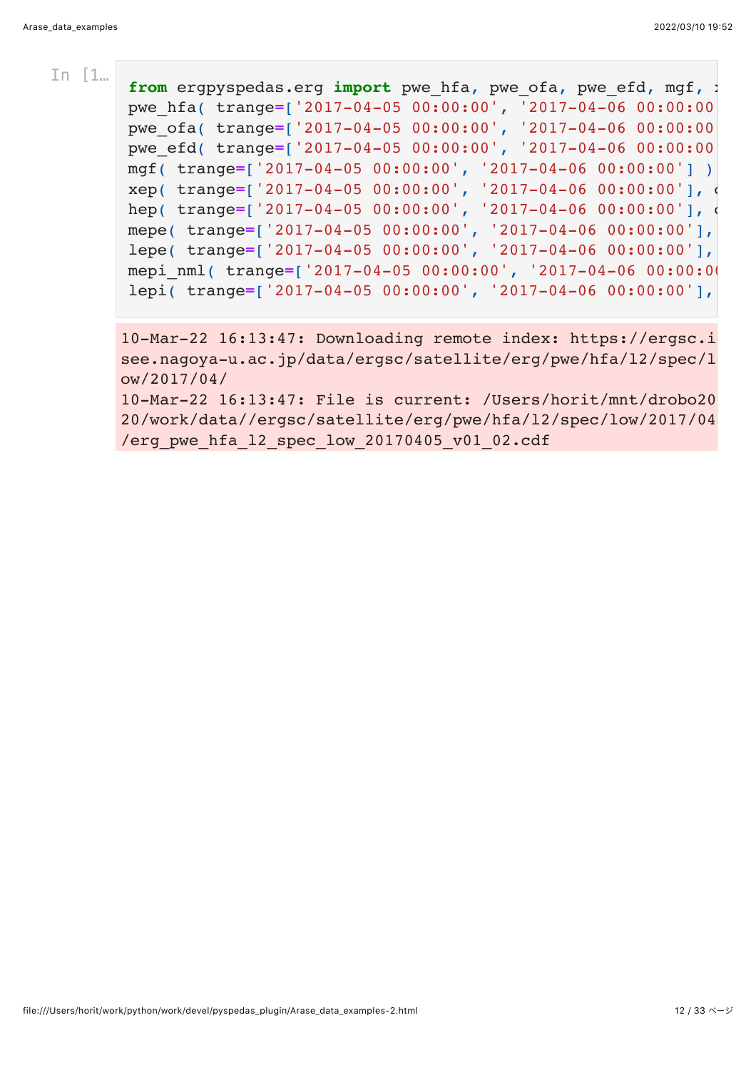In [1…

```
from ergpyspedas.erg import pwe_hfa, pwe_ofa, pwe_efd, mgf, x
pwe_hfa( trange=['2017-04-05 00:00:00', '2017-04-06 00:00:00
pwe_ofa( trange=['2017-04-05 00:00:00', '2017-04-06 00:00:00
pwe_efd( trange=['2017-04-05 00:00:00', '2017-04-06 00:00:00
mgf( trange=['2017-04-05 00:00:00', '2017-04-06 00:00:00'] )
xep( trange=['2017-04-05 00:00:00', '2017-04-06 00:00:00'], c
hep( trange=['2017-04-05 00:00:00', '2017-04-06 00:00:00'], c
mepe( trange=['2017-04-05 00:00:00', '2017-04-06 00:00:00'],
lepe( trange=['2017-04-05 00:00:00', '2017-04-06 00:00:00'],
mepi_nml( trange=['2017-04-05 00:00:00', '2017-04-06 00:00:0
lepi( trange=['2017-04-05 00:00:00', '2017-04-06 00:00:00'],
```

```
10-Mar-22 16:13:47: Downloading remote index: https://ergsc.isee.nagoya-u.ac.jp/data/ergsc/satellite/erg/pwe/hfa/l2/spec/low/2017/04/
10-Mar-22 16:13:47: File is current: /Users/horit/mnt/drobo2020/work/data//ergsc/satellite/erg/pwe/hfa/l2/spec/low/2017/04/erg_pwe_hfa_l2_spec_low_20170405_v01_02.cdf
```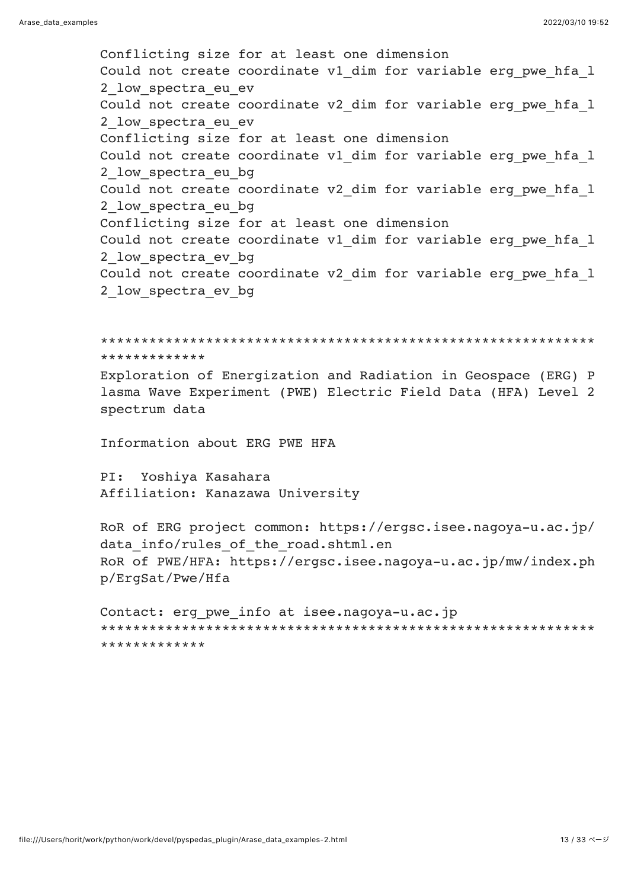```
Conflicting size for at least one dimension
Could not create coordinate v1_dim for variable erg_pwe_hfa_l
2_low_spectra_eu_ev
Could not create coordinate v2_dim for variable erg_pwe_hfa_l
2_low_spectra_eu_ev
Conflicting size for at least one dimension
Could not create coordinate v1_dim for variable erg_pwe_hfa_l
2_low_spectra_eu_bg
Could not create coordinate v2_dim for variable erg_pwe_hfa_l
2_low_spectra_eu_bg
Conflicting size for at least one dimension
Could not create coordinate v1_dim for variable erg_pwe_hfa_l
2_low_spectra_ev_bg
Could not create coordinate v2_dim for variable erg_pwe_hfa_l
2_low_spectra_ev_bg


**********************************************************
*************
Exploration of Energization and Radiation in Geospace (ERG) P
lasma Wave Experiment (PWE) Electric Field Data (HFA) Level 2
spectrum data

Information about ERG PWE HFA

PI:  Yoshiya Kasahara
Affiliation: Kanazawa University

RoR of ERG project common: https://ergsc.isee.nagoya-u.ac.jp/
data_info/rules_of_the_road.shtml.en
RoR of PWE/HFA: https://ergsc.isee.nagoya-u.ac.jp/mw/index.ph
p/ErgSat/Pwe/Hfa

Contact: erg_pwe_info at isee.nagoya-u.ac.jp
**********************************************************
*************
```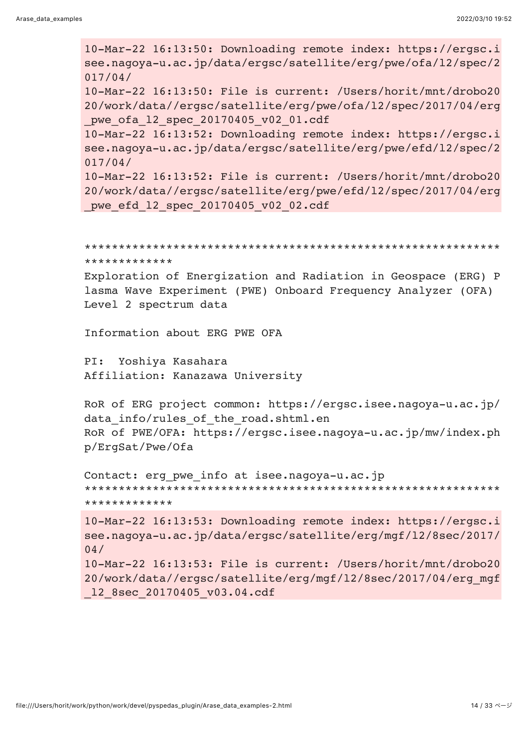```
10-Mar-22 16:13:50: Downloading remote index: https://ergsc.isee.nagoya-u.ac.jp/data/ergsc/satellite/erg/pwe/ofa/l2/spec/2017/04/
10-Mar-22 16:13:50: File is current: /Users/horit/mnt/drobo2020/work/data//ergsc/satellite/erg/pwe/ofa/l2/spec/2017/04/erg_pwe_ofa_l2_spec_20170405_v02_01.cdf
10-Mar-22 16:13:52: Downloading remote index: https://ergsc.isee.nagoya-u.ac.jp/data/ergsc/satellite/erg/pwe/efd/l2/spec/2017/04/
10-Mar-22 16:13:52: File is current: /Users/horit/mnt/drobo2020/work/data//ergsc/satellite/erg/pwe/efd/l2/spec/2017/04/erg_pwe_efd_l2_spec_20170405_v02_02.cdf
```

```
*************************************************************************
Exploration of Energization and Radiation in Geospace (ERG) Plasma Wave Experiment (PWE) Onboard Frequency Analyzer (OFA) Level 2 spectrum data

Information about ERG PWE OFA

PI:  Yoshiya Kasahara
Affiliation: Kanazawa University

RoR of ERG project common: https://ergsc.isee.nagoya-u.ac.jp/data_info/rules_of_the_road.shtml.en
RoR of PWE/OFA: https://ergsc.isee.nagoya-u.ac.jp/mw/index.php/ErgSat/Pwe/Ofa

Contact: erg_pwe_info at isee.nagoya-u.ac.jp
*************************************************************************
```

```
10-Mar-22 16:13:53: Downloading remote index: https://ergsc.isee.nagoya-u.ac.jp/data/ergsc/satellite/erg/mgf/l2/8sec/2017/04/
10-Mar-22 16:13:53: File is current: /Users/horit/mnt/drobo2020/work/data//ergsc/satellite/erg/mgf/l2/8sec/2017/04/erg_mgf_l2_8sec_20170405_v03.04.cdf
```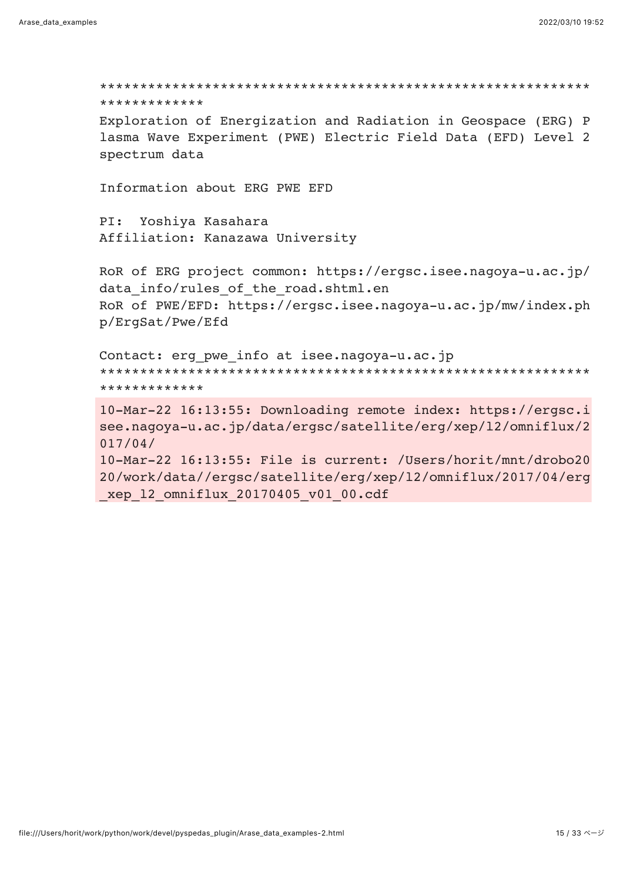```
*************************************************************************
Exploration of Energization and Radiation in Geospace (ERG) Plasma Wave Experiment (PWE) Electric Field Data (EFD) Level 2 spectrum data

Information about ERG PWE EFD

PI:  Yoshiya Kasahara
Affiliation: Kanazawa University

RoR of ERG project common: https://ergsc.isee.nagoya-u.ac.jp/data_info/rules_of_the_road.shtml.en
RoR of PWE/EFD: https://ergsc.isee.nagoya-u.ac.jp/mw/index.php/ErgSat/Pwe/Efd

Contact: erg_pwe_info at isee.nagoya-u.ac.jp
*************************************************************************
```

```
10-Mar-22 16:13:55: Downloading remote index: https://ergsc.isee.nagoya-u.ac.jp/data/ergsc/satellite/erg/xep/l2/omniflux/2017/04/
10-Mar-22 16:13:55: File is current: /Users/horit/mnt/drobo2020/work/data//ergsc/satellite/erg/xep/l2/omniflux/2017/04/erg_xep_l2_omniflux_20170405_v01_00.cdf
```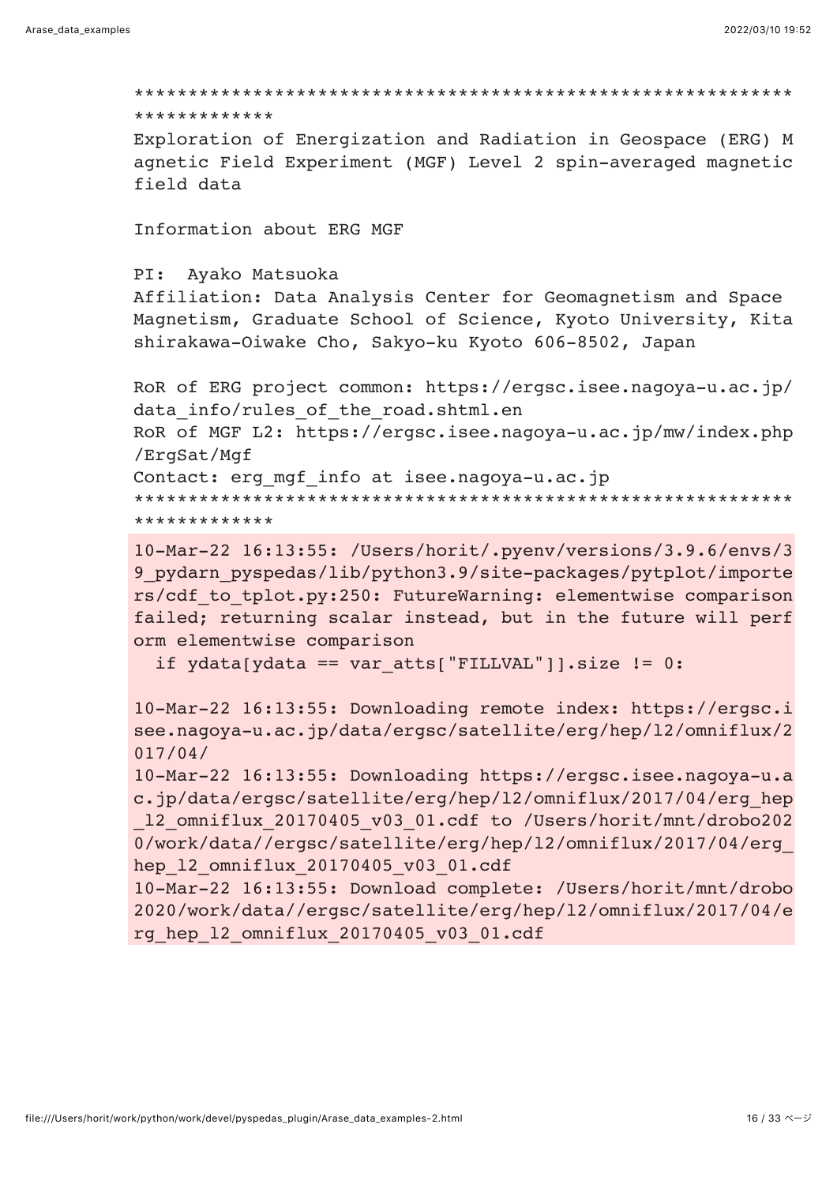```
**************************************************************************
Exploration of Energization and Radiation in Geospace (ERG) Magnetic Field Experiment (MGF) Level 2 spin-averaged magnetic field data

Information about ERG MGF

PI:  Ayako Matsuoka
Affiliation: Data Analysis Center for Geomagnetism and Space Magnetism, Graduate School of Science, Kyoto University, Kitashirakawa-Oiwake Cho, Sakyo-ku Kyoto 606-8502, Japan

RoR of ERG project common: https://ergsc.isee.nagoya-u.ac.jp/data_info/rules_of_the_road.shtml.en
RoR of MGF L2: https://ergsc.isee.nagoya-u.ac.jp/mw/index.php/ErgSat/Mgf
Contact: erg_mgf_info at isee.nagoya-u.ac.jp
**************************************************************************
```

```
10-Mar-22 16:13:55: /Users/horit/.pyenv/versions/3.9.6/envs/39_pydarn_pyspedas/lib/python3.9/site-packages/pytplot/importers/cdf_to_tplot.py:250: FutureWarning: elementwise comparison failed; returning scalar instead, but in the future will perform elementwise comparison
  if ydata[ydata == var_atts["FILLVAL"]].size != 0:

10-Mar-22 16:13:55: Downloading remote index: https://ergsc.isee.nagoya-u.ac.jp/data/ergsc/satellite/erg/hep/l2/omniflux/2017/04/
10-Mar-22 16:13:55: Downloading https://ergsc.isee.nagoya-u.ac.jp/data/ergsc/satellite/erg/hep/l2/omniflux/2017/04/erg_hep_l2_omniflux_20170405_v03_01.cdf to /Users/horit/mnt/drobo2020/work/data//ergsc/satellite/erg/hep/l2/omniflux/2017/04/erg_hep_l2_omniflux_20170405_v03_01.cdf
10-Mar-22 16:13:55: Download complete: /Users/horit/mnt/drobo2020/work/data//ergsc/satellite/erg/hep/l2/omniflux/2017/04/erg_hep_l2_omniflux_20170405_v03_01.cdf
```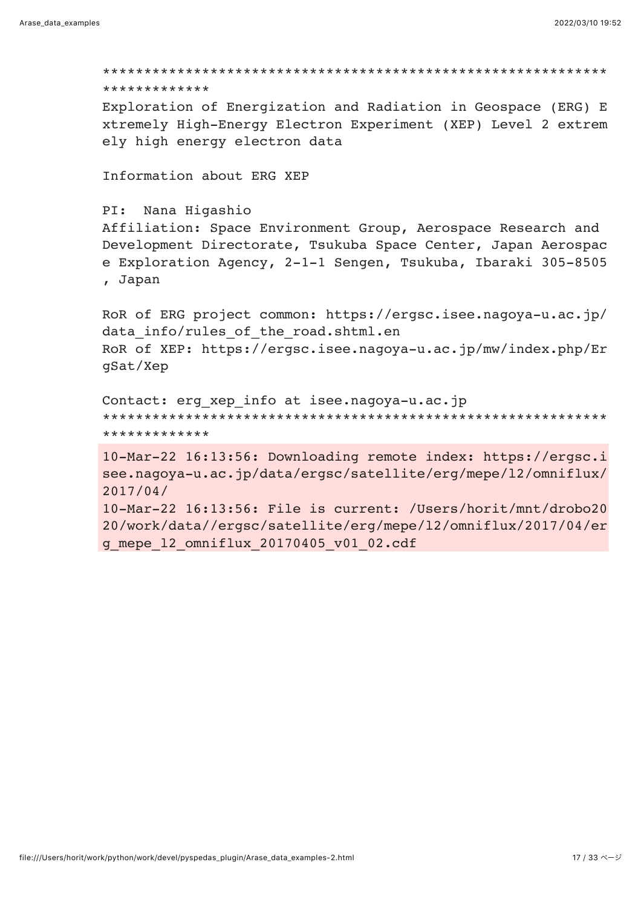```
*************************************************************************
Exploration of Energization and Radiation in Geospace (ERG) Extremely High-Energy Electron Experiment (XEP) Level 2 extremely high energy electron data

Information about ERG XEP

PI:  Nana Higashio
Affiliation: Space Environment Group, Aerospace Research and Development Directorate, Tsukuba Space Center, Japan Aerospace Exploration Agency, 2-1-1 Sengen, Tsukuba, Ibaraki 305-8505, Japan

RoR of ERG project common: https://ergsc.isee.nagoya-u.ac.jp/data_info/rules_of_the_road.shtml.en
RoR of XEP: https://ergsc.isee.nagoya-u.ac.jp/mw/index.php/ErgSat/Xep

Contact: erg_xep_info at isee.nagoya-u.ac.jp
*************************************************************************
```

```
10-Mar-22 16:13:56: Downloading remote index: https://ergsc.isee.nagoya-u.ac.jp/data/ergsc/satellite/erg/mepe/l2/omniflux/2017/04/
10-Mar-22 16:13:56: File is current: /Users/horit/mnt/drobo2020/work/data//ergsc/satellite/erg/mepe/l2/omniflux/2017/04/erg_mepe_l2_omniflux_20170405_v01_02.cdf
```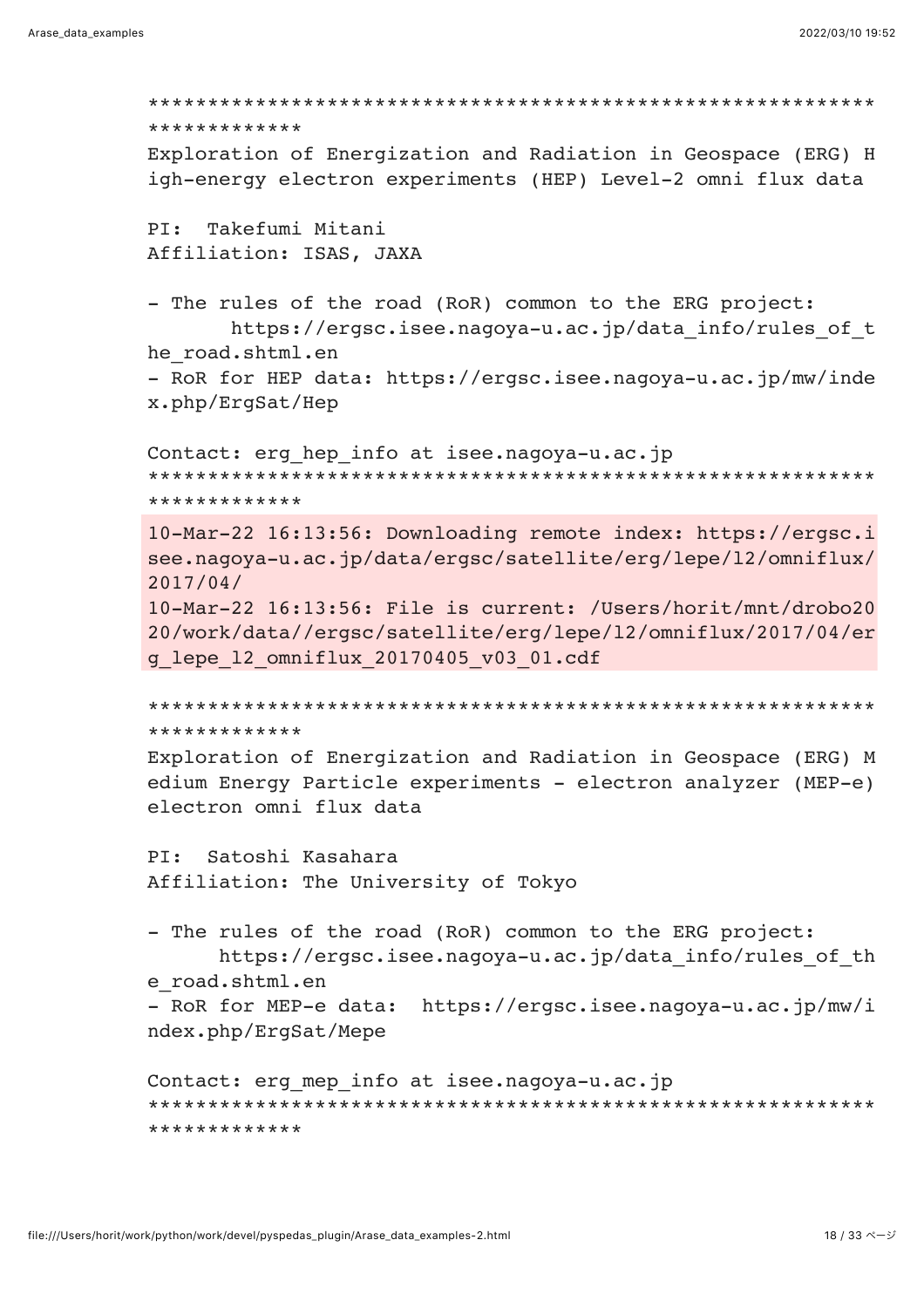```
*************************************************************************
Exploration of Energization and Radiation in Geospace (ERG) High-energy electron experiments (HEP) Level-2 omni flux data

PI:  Takefumi Mitani
Affiliation: ISAS, JAXA

- The rules of the road (RoR) common to the ERG project:
       https://ergsc.isee.nagoya-u.ac.jp/data_info/rules_of_the_road.shtml.en
- RoR for HEP data: https://ergsc.isee.nagoya-u.ac.jp/mw/index.php/ErgSat/Hep

Contact: erg_hep_info at isee.nagoya-u.ac.jp
*************************************************************************
```

```
10-Mar-22 16:13:56: Downloading remote index: https://ergsc.isee.nagoya-u.ac.jp/data/ergsc/satellite/erg/lepe/l2/omniflux/2017/04/
10-Mar-22 16:13:56: File is current: /Users/horit/mnt/drobo2020/work/data//ergsc/satellite/erg/lepe/l2/omniflux/2017/04/erg_lepe_l2_omniflux_20170405_v03_01.cdf
```

```
*************************************************************************
Exploration of Energization and Radiation in Geospace (ERG) Medium Energy Particle experiments - electron analyzer (MEP-e) electron omni flux data

PI:  Satoshi Kasahara
Affiliation: The University of Tokyo

- The rules of the road (RoR) common to the ERG project:
      https://ergsc.isee.nagoya-u.ac.jp/data_info/rules_of_the_road.shtml.en
- RoR for MEP-e data:  https://ergsc.isee.nagoya-u.ac.jp/mw/index.php/ErgSat/Mepe

Contact: erg_mep_info at isee.nagoya-u.ac.jp
*************************************************************************
```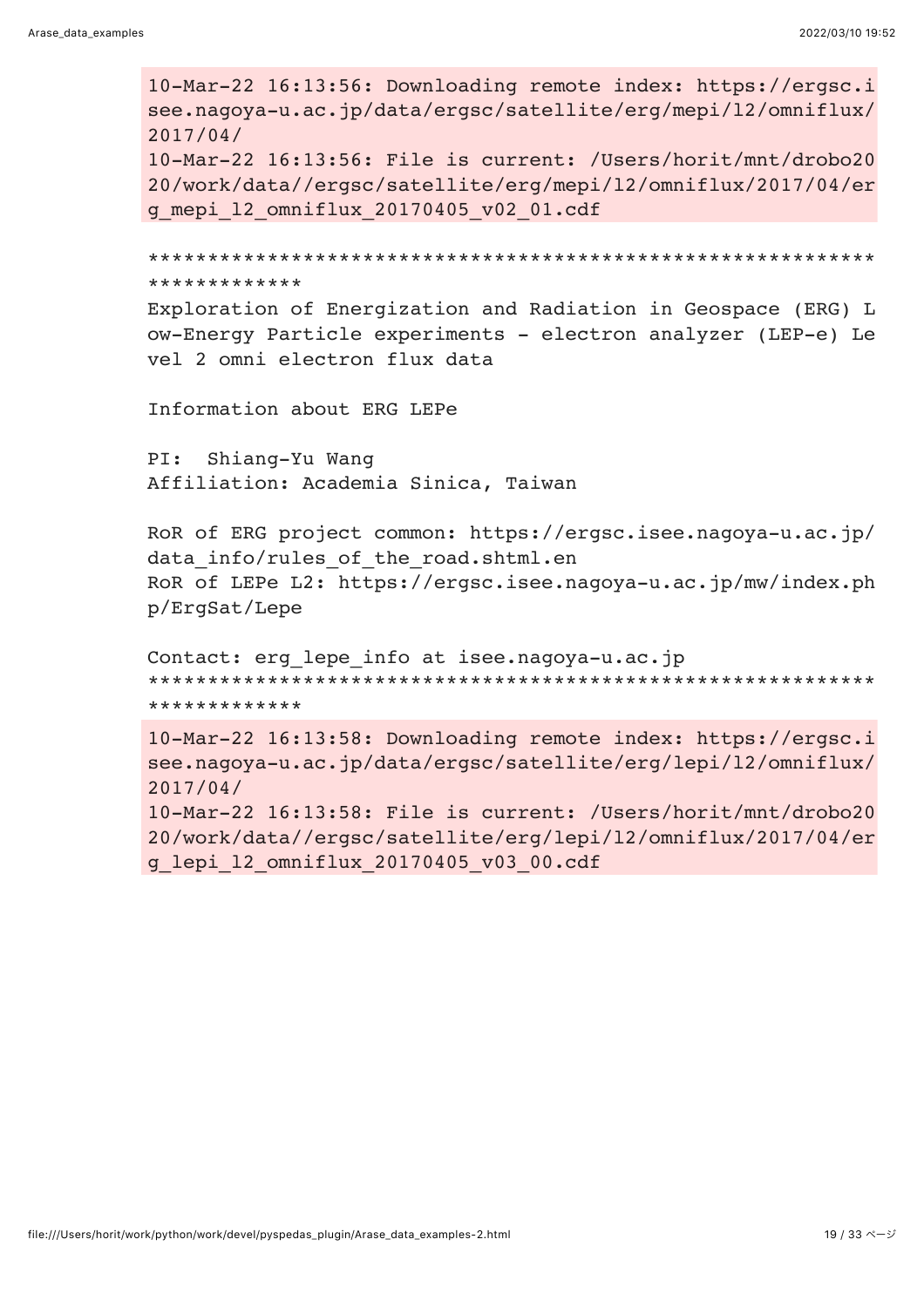```
10-Mar-22 16:13:56: Downloading remote index: https://ergsc.isee.nagoya-u.ac.jp/data/ergsc/satellite/erg/mepi/l2/omniflux/2017/04/
10-Mar-22 16:13:56: File is current: /Users/horit/mnt/drobo2020/work/data//ergsc/satellite/erg/mepi/l2/omniflux/2017/04/erg_mepi_l2_omniflux_20170405_v02_01.cdf
```

```
**************************************************************************
Exploration of Energization and Radiation in Geospace (ERG) Low-Energy Particle experiments - electron analyzer (LEP-e) Level 2 omni electron flux data

Information about ERG LEPe

PI:  Shiang-Yu Wang
Affiliation: Academia Sinica, Taiwan

RoR of ERG project common: https://ergsc.isee.nagoya-u.ac.jp/data_info/rules_of_the_road.shtml.en
RoR of LEPe L2: https://ergsc.isee.nagoya-u.ac.jp/mw/index.php/ErgSat/Lepe

Contact: erg_lepe_info at isee.nagoya-u.ac.jp
**************************************************************************
```

```
10-Mar-22 16:13:58: Downloading remote index: https://ergsc.isee.nagoya-u.ac.jp/data/ergsc/satellite/erg/lepi/l2/omniflux/2017/04/
10-Mar-22 16:13:58: File is current: /Users/horit/mnt/drobo2020/work/data//ergsc/satellite/erg/lepi/l2/omniflux/2017/04/erg_lepi_l2_omniflux_20170405_v03_00.cdf
```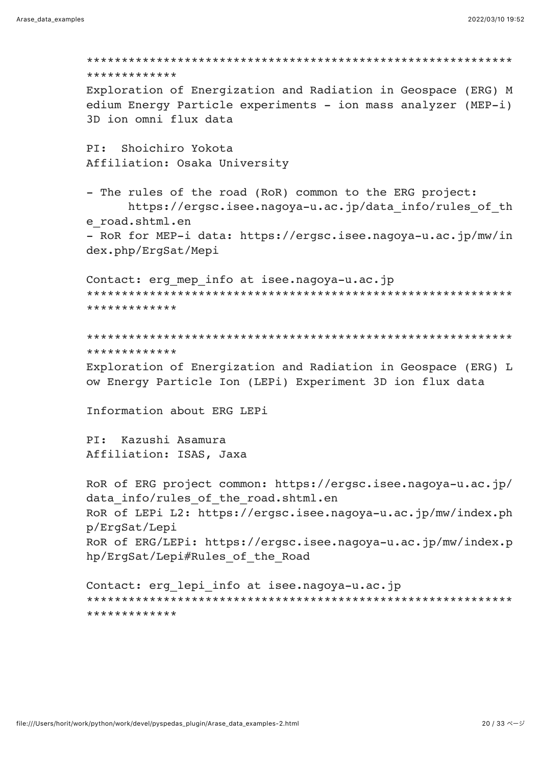```
**************************************************************************
Exploration of Energization and Radiation in Geospace (ERG) Medium Energy Particle experiments - ion mass analyzer (MEP-i) 3D ion omni flux data

PI:  Shoichiro Yokota
Affiliation: Osaka University

- The rules of the road (RoR) common to the ERG project:
      https://ergsc.isee.nagoya-u.ac.jp/data_info/rules_of_the_road.shtml.en
- RoR for MEP-i data: https://ergsc.isee.nagoya-u.ac.jp/mw/index.php/ErgSat/Mepi

Contact: erg_mep_info at isee.nagoya-u.ac.jp
**************************************************************************

**************************************************************************
Exploration of Energization and Radiation in Geospace (ERG) Low Energy Particle Ion (LEPi) Experiment 3D ion flux data

Information about ERG LEPi

PI:  Kazushi Asamura
Affiliation: ISAS, Jaxa

RoR of ERG project common: https://ergsc.isee.nagoya-u.ac.jp/data_info/rules_of_the_road.shtml.en
RoR of LEPi L2: https://ergsc.isee.nagoya-u.ac.jp/mw/index.php/ErgSat/Lepi
RoR of ERG/LEPi: https://ergsc.isee.nagoya-u.ac.jp/mw/index.php/ErgSat/Lepi#Rules_of_the_Road

Contact: erg_lepi_info at isee.nagoya-u.ac.jp
**************************************************************************
```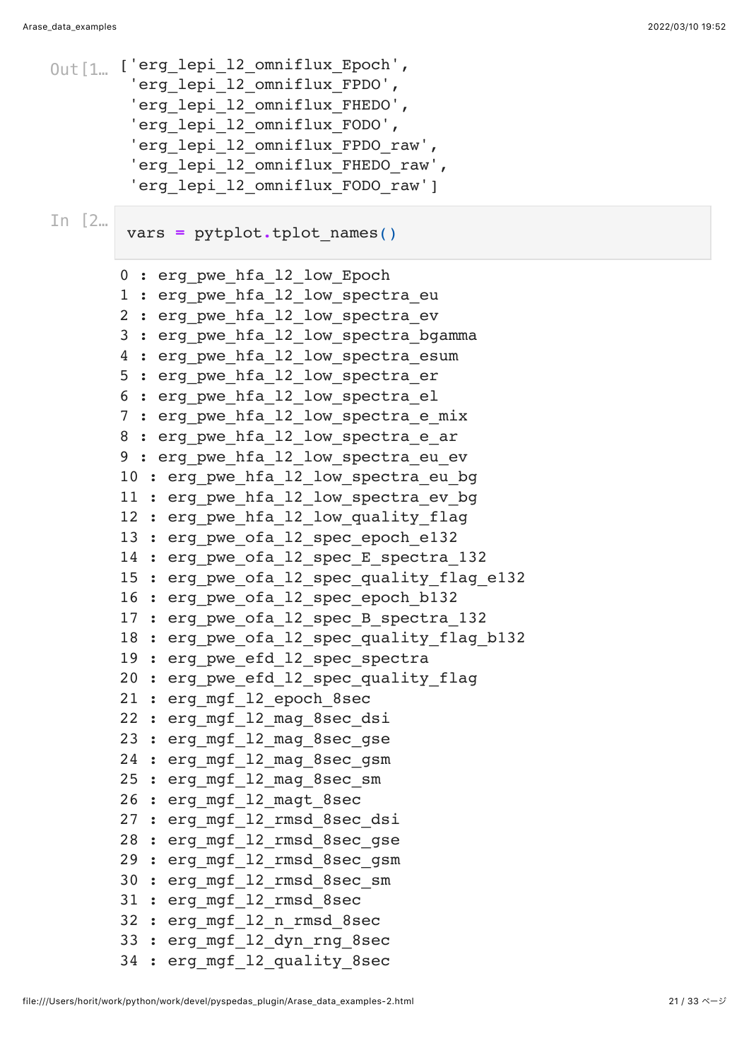Out[1…

```
['erg_lepi_l2_omniflux_Epoch',
 'erg_lepi_l2_omniflux_FPDO',
 'erg_lepi_l2_omniflux_FHEDO',
 'erg_lepi_l2_omniflux_FODO',
 'erg_lepi_l2_omniflux_FPDO_raw',
 'erg_lepi_l2_omniflux_FHEDO_raw',
 'erg_lepi_l2_omniflux_FODO_raw']
```

In [2…

```
vars = pytplot.tplot_names()
```

```
0 : erg_pwe_hfa_l2_low_Epoch
1 : erg_pwe_hfa_l2_low_spectra_eu
2 : erg_pwe_hfa_l2_low_spectra_ev
3 : erg_pwe_hfa_l2_low_spectra_bgamma
4 : erg_pwe_hfa_l2_low_spectra_esum
5 : erg_pwe_hfa_l2_low_spectra_er
6 : erg_pwe_hfa_l2_low_spectra_el
7 : erg_pwe_hfa_l2_low_spectra_e_mix
8 : erg_pwe_hfa_l2_low_spectra_e_ar
9 : erg_pwe_hfa_l2_low_spectra_eu_ev
10 : erg_pwe_hfa_l2_low_spectra_eu_bg
11 : erg_pwe_hfa_l2_low_spectra_ev_bg
12 : erg_pwe_hfa_l2_low_quality_flag
13 : erg_pwe_ofa_l2_spec_epoch_e132
14 : erg_pwe_ofa_l2_spec_E_spectra_132
15 : erg_pwe_ofa_l2_spec_quality_flag_e132
16 : erg_pwe_ofa_l2_spec_epoch_b132
17 : erg_pwe_ofa_l2_spec_B_spectra_132
18 : erg_pwe_ofa_l2_spec_quality_flag_b132
19 : erg_pwe_efd_l2_spec_spectra
20 : erg_pwe_efd_l2_spec_quality_flag
21 : erg_mgf_l2_epoch_8sec
22 : erg_mgf_l2_mag_8sec_dsi
23 : erg_mgf_l2_mag_8sec_gse
24 : erg_mgf_l2_mag_8sec_gsm
25 : erg_mgf_l2_mag_8sec_sm
26 : erg_mgf_l2_magt_8sec
27 : erg_mgf_l2_rmsd_8sec_dsi
28 : erg_mgf_l2_rmsd_8sec_gse
29 : erg_mgf_l2_rmsd_8sec_gsm
30 : erg_mgf_l2_rmsd_8sec_sm
31 : erg_mgf_l2_rmsd_8sec
32 : erg_mgf_l2_n_rmsd_8sec
33 : erg_mgf_l2_dyn_rng_8sec
34 : erg_mgf_l2_quality_8sec
```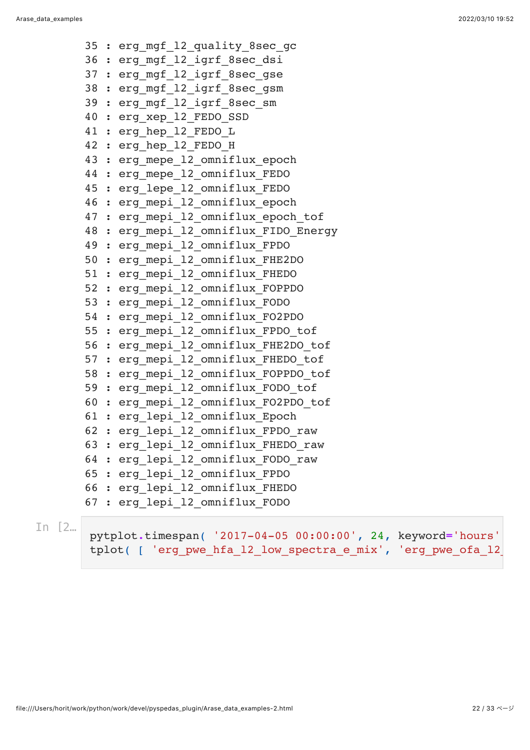```
35 : erg_mgf_l2_quality_8sec_gc
36 : erg_mgf_l2_igrf_8sec_dsi
37 : erg_mgf_l2_igrf_8sec_gse
38 : erg_mgf_l2_igrf_8sec_gsm
39 : erg_mgf_l2_igrf_8sec_sm
40 : erg_xep_l2_FEDO_SSD
41 : erg_hep_l2_FEDO_L
42 : erg_hep_l2_FEDO_H
43 : erg_mepe_l2_omniflux_epoch
44 : erg_mepe_l2_omniflux_FEDO
45 : erg_lepe_l2_omniflux_FEDO
46 : erg_mepi_l2_omniflux_epoch
47 : erg_mepi_l2_omniflux_epoch_tof
48 : erg_mepi_l2_omniflux_FIDO_Energy
49 : erg_mepi_l2_omniflux_FPDO
50 : erg_mepi_l2_omniflux_FHE2DO
51 : erg_mepi_l2_omniflux_FHEDO
52 : erg_mepi_l2_omniflux_FOPPDO
53 : erg_mepi_l2_omniflux_FODO
54 : erg_mepi_l2_omniflux_FO2PDO
55 : erg_mepi_l2_omniflux_FPDO_tof
56 : erg_mepi_l2_omniflux_FHE2DO_tof
57 : erg_mepi_l2_omniflux_FHEDO_tof
58 : erg_mepi_l2_omniflux_FOPPDO_tof
59 : erg_mepi_l2_omniflux_FODO_tof
60 : erg_mepi_l2_omniflux_FO2PDO_tof
61 : erg_lepi_l2_omniflux_Epoch
62 : erg_lepi_l2_omniflux_FPDO_raw
63 : erg_lepi_l2_omniflux_FHEDO_raw
64 : erg_lepi_l2_omniflux_FODO_raw
65 : erg_lepi_l2_omniflux_FPDO
66 : erg_lepi_l2_omniflux_FHEDO
67 : erg_lepi_l2_omniflux_FODO
```

In [2…

```python
pytplot.timespan( '2017-04-05 00:00:00', 24, keyword='hours'
tplot( [ 'erg_pwe_hfa_l2_low_spectra_e_mix', 'erg_pwe_ofa_l2_
```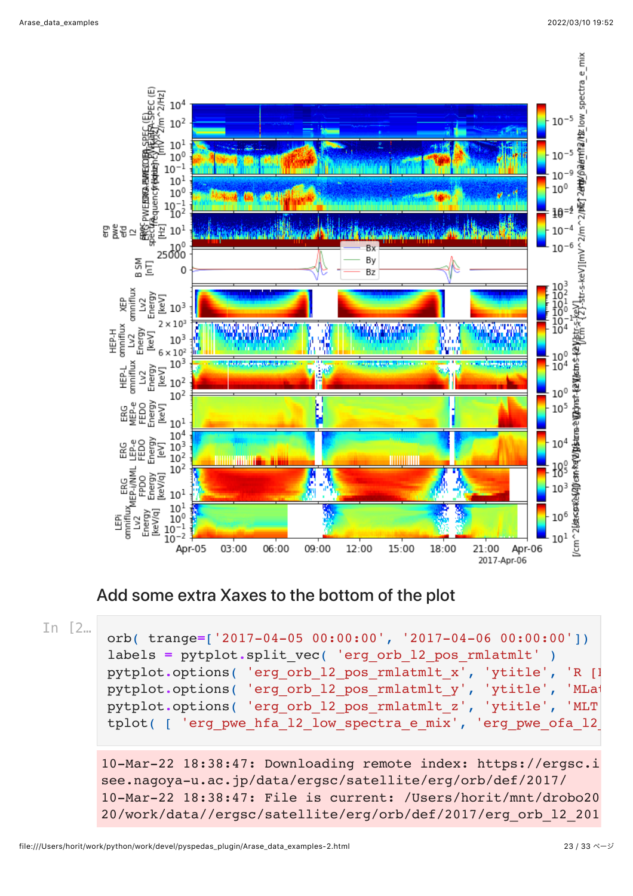## Add some extra Xaxes to the bottom of the plot

In [2…

```
orb( trange=['2017-04-05 00:00:00', '2017-04-06 00:00:00'])
labels = pytplot.split_vec( 'erg_orb_l2_pos_rmlatmlt' )
pytplot.options( 'erg_orb_l2_pos_rmlatmlt_x', 'ytitle', 'R [I
pytplot.options( 'erg_orb_l2_pos_rmlatmlt_y', 'ytitle', 'MLat
pytplot.options( 'erg_orb_l2_pos_rmlatmlt_z', 'ytitle', 'MLT
tplot( [ 'erg_pwe_hfa_l2_low_spectra_e_mix', 'erg_pwe_ofa_l2_
```

```
10-Mar-22 18:38:47: Downloading remote index: https://ergsc.i
see.nagoya-u.ac.jp/data/ergsc/satellite/erg/orb/def/2017/
10-Mar-22 18:38:47: File is current: /Users/horit/mnt/drobo20
20/work/data//ergsc/satellite/erg/orb/def/2017/erg_orb_l2_201
```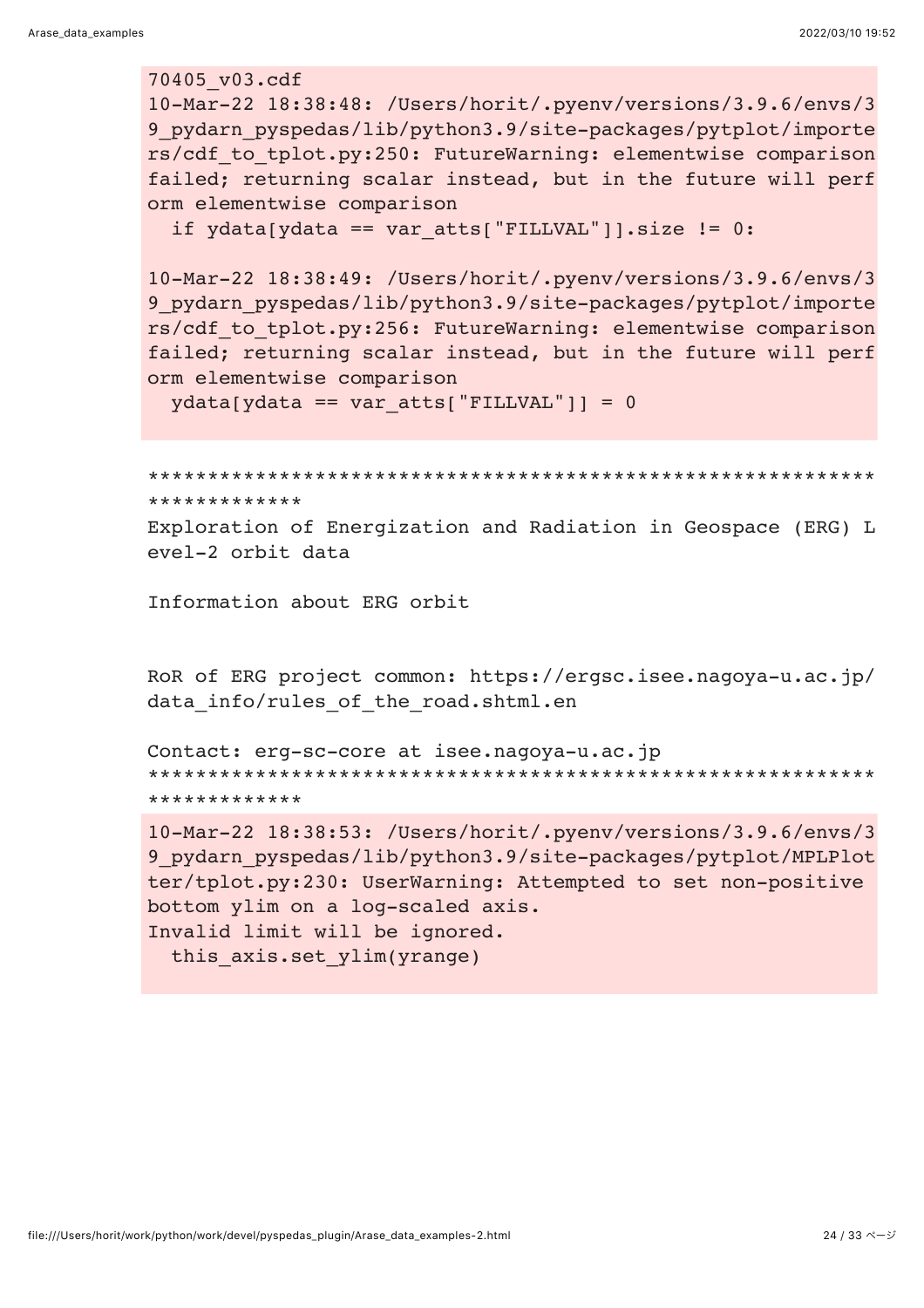```
70405_v03.cdf
10-Mar-22 18:38:48: /Users/horit/.pyenv/versions/3.9.6/envs/39_pydarn_pyspedas/lib/python3.9/site-packages/pytplot/importers/cdf_to_tplot.py:250: FutureWarning: elementwise comparison failed; returning scalar instead, but in the future will perform elementwise comparison
  if ydata[ydata == var_atts["FILLVAL"]].size != 0:

10-Mar-22 18:38:49: /Users/horit/.pyenv/versions/3.9.6/envs/39_pydarn_pyspedas/lib/python3.9/site-packages/pytplot/importers/cdf_to_tplot.py:256: FutureWarning: elementwise comparison failed; returning scalar instead, but in the future will perform elementwise comparison
  ydata[ydata == var_atts["FILLVAL"]] = 0
```

```
**************************************************************************
Exploration of Energization and Radiation in Geospace (ERG) Level-2 orbit data

Information about ERG orbit


RoR of ERG project common: https://ergsc.isee.nagoya-u.ac.jp/data_info/rules_of_the_road.shtml.en

Contact: erg-sc-core at isee.nagoya-u.ac.jp
**************************************************************************
```

```
10-Mar-22 18:38:53: /Users/horit/.pyenv/versions/3.9.6/envs/39_pydarn_pyspedas/lib/python3.9/site-packages/pytplot/MPLPlotter/tplot.py:230: UserWarning: Attempted to set non-positive bottom ylim on a log-scaled axis.
Invalid limit will be ignored.
  this_axis.set_ylim(yrange)
```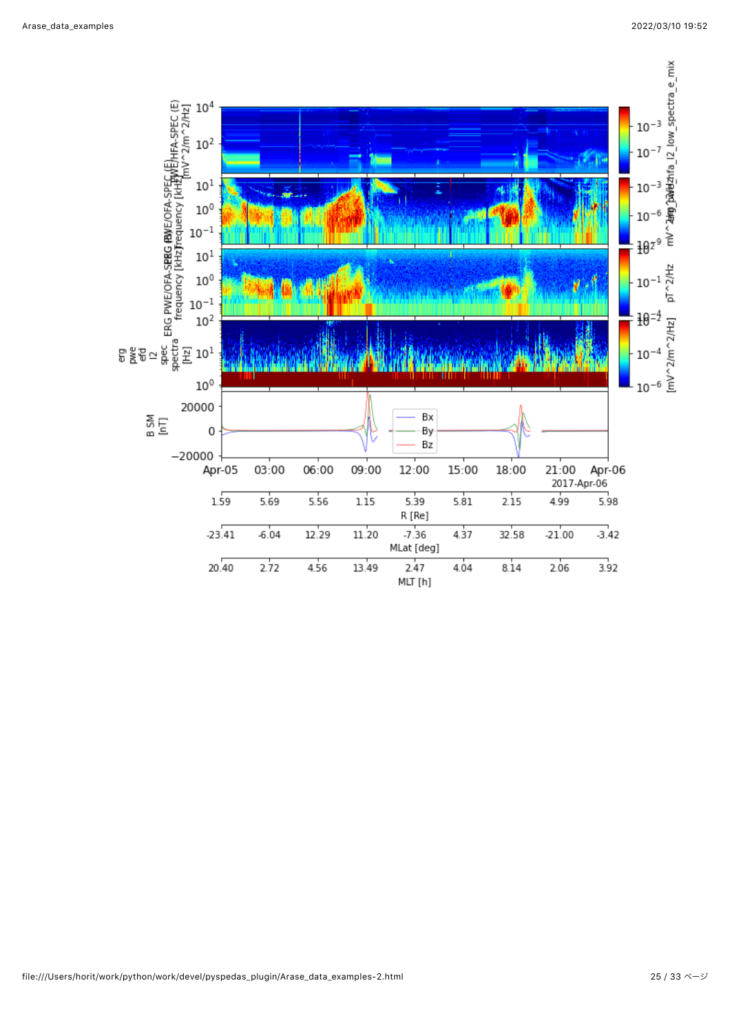| | Apr-05 | 03:00 | 06:00 | 09:00 | 12:00 | 15:00 | 18:00 | 21:00 | Apr-06 |
|---|---|---|---|---|---|---|---|---|---|
| R [Re] | 1.59 | 5.69 | 5.56 | 1.15 | 5.39 | 5.81 | 2.15 | 4.99 | 5.98 |
| MLat [deg] | -23.41 | -6.04 | 12.29 | 11.20 | -7.36 | 4.37 | 32.58 | -21.00 | -3.42 |
| MLT [h] | 20.40 | 2.72 | 4.56 | 13.49 | 2.47 | 4.04 | 8.14 | 2.06 | 3.92 |

2017-Apr-06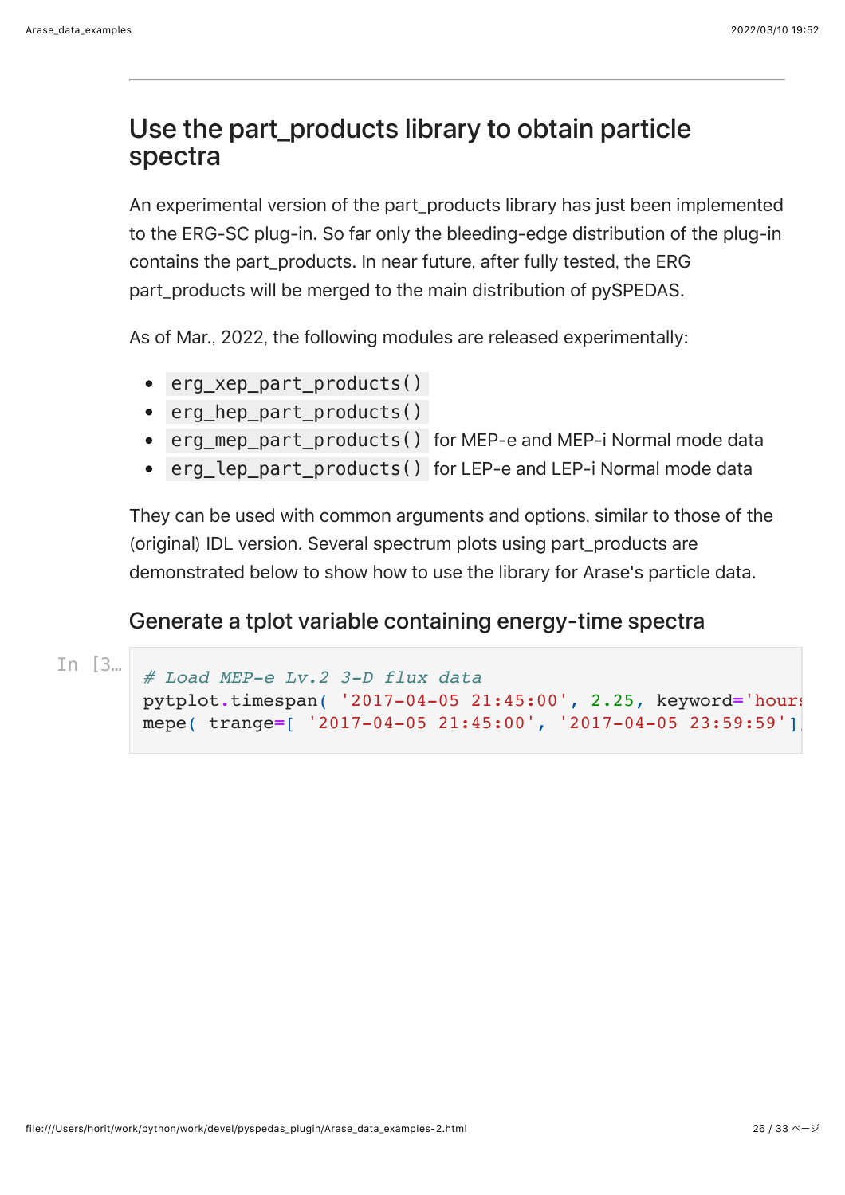## Use the part_products library to obtain particle spectra

An experimental version of the part_products library has just been implemented to the ERG-SC plug-in. So far only the bleeding-edge distribution of the plug-in contains the part_products. In near future, after fully tested, the ERG part_products will be merged to the main distribution of pySPEDAS.

As of Mar., 2022, the following modules are released experimentally:

- `erg_xep_part_products()`
- `erg_hep_part_products()`
- `erg_mep_part_products()` for MEP-e and MEP-i Normal mode data
- `erg_lep_part_products()` for LEP-e and LEP-i Normal mode data

They can be used with common arguments and options, similar to those of the (original) IDL version. Several spectrum plots using part_products are demonstrated below to show how to use the library for Arase's particle data.

### Generate a tplot variable containing energy-time spectra

```
# Load MEP-e Lv.2 3-D flux data
pytplot.timespan( '2017-04-05 21:45:00', 2.25, keyword='hours
mepe( trange=[ '2017-04-05 21:45:00', '2017-04-05 23:59:59']
```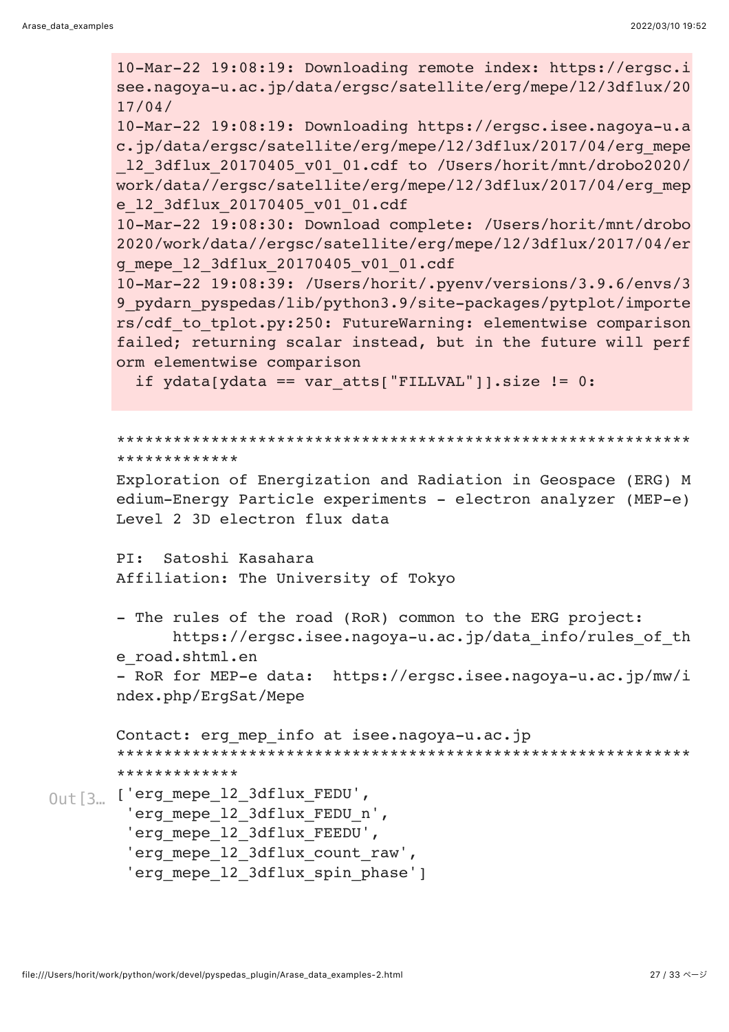```
10-Mar-22 19:08:19: Downloading remote index: https://ergsc.isee.nagoya-u.ac.jp/data/ergsc/satellite/erg/mepe/l2/3dflux/2017/04/
10-Mar-22 19:08:19: Downloading https://ergsc.isee.nagoya-u.ac.jp/data/ergsc/satellite/erg/mepe/l2/3dflux/2017/04/erg_mepe_l2_3dflux_20170405_v01_01.cdf to /Users/horit/mnt/drobo2020/work/data//ergsc/satellite/erg/mepe/l2/3dflux/2017/04/erg_mepe_l2_3dflux_20170405_v01_01.cdf
10-Mar-22 19:08:30: Download complete: /Users/horit/mnt/drobo2020/work/data//ergsc/satellite/erg/mepe/l2/3dflux/2017/04/erg_mepe_l2_3dflux_20170405_v01_01.cdf
10-Mar-22 19:08:39: /Users/horit/.pyenv/versions/3.9.6/envs/39_pydarn_pyspedas/lib/python3.9/site-packages/pytplot/importers/cdf_to_tplot.py:250: FutureWarning: elementwise comparison failed; returning scalar instead, but in the future will perform elementwise comparison
  if ydata[ydata == var_atts["FILLVAL"]].size != 0:
```

```
**************************************************************************
Exploration of Energization and Radiation in Geospace (ERG) Medium-Energy Particle experiments - electron analyzer (MEP-e) Level 2 3D electron flux data

PI:  Satoshi Kasahara
Affiliation: The University of Tokyo

- The rules of the road (RoR) common to the ERG project:
      https://ergsc.isee.nagoya-u.ac.jp/data_info/rules_of_the_road.shtml.en
- RoR for MEP-e data:  https://ergsc.isee.nagoya-u.ac.jp/mw/index.php/ErgSat/Mepe

Contact: erg_mep_info at isee.nagoya-u.ac.jp
**************************************************************************
```

Out[3…

```
['erg_mepe_l2_3dflux_FEDU',
 'erg_mepe_l2_3dflux_FEDU_n',
 'erg_mepe_l2_3dflux_FEEDU',
 'erg_mepe_l2_3dflux_count_raw',
 'erg_mepe_l2_3dflux_spin_phase']
```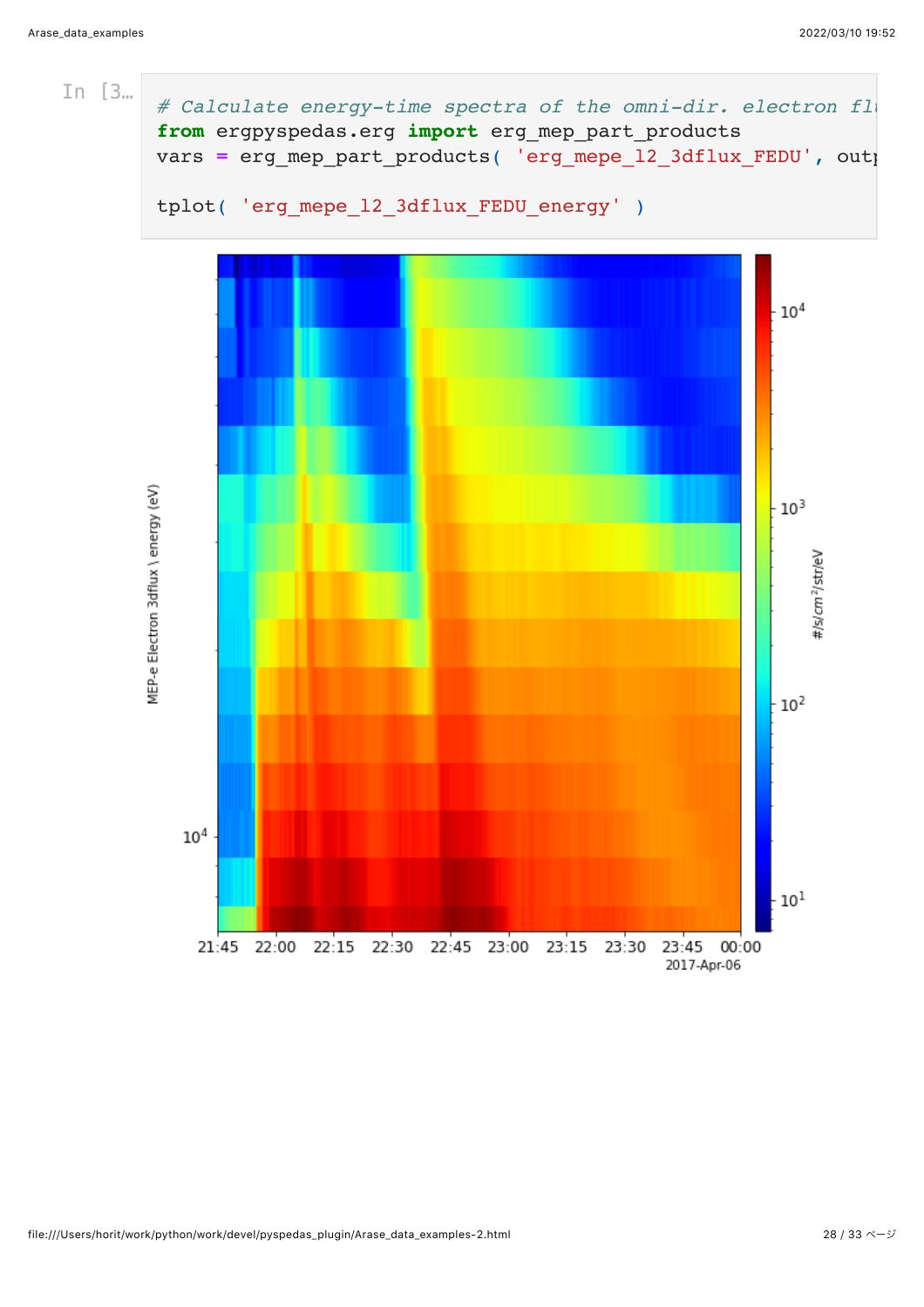In [3…

```
# Calculate energy-time spectra of the omni-dir. electron flu
from ergpyspedas.erg import erg_mep_part_products
vars = erg_mep_part_products( 'erg_mepe_l2_3dflux_FEDU', outp

tplot( 'erg_mepe_l2_3dflux_FEDU_energy' )
```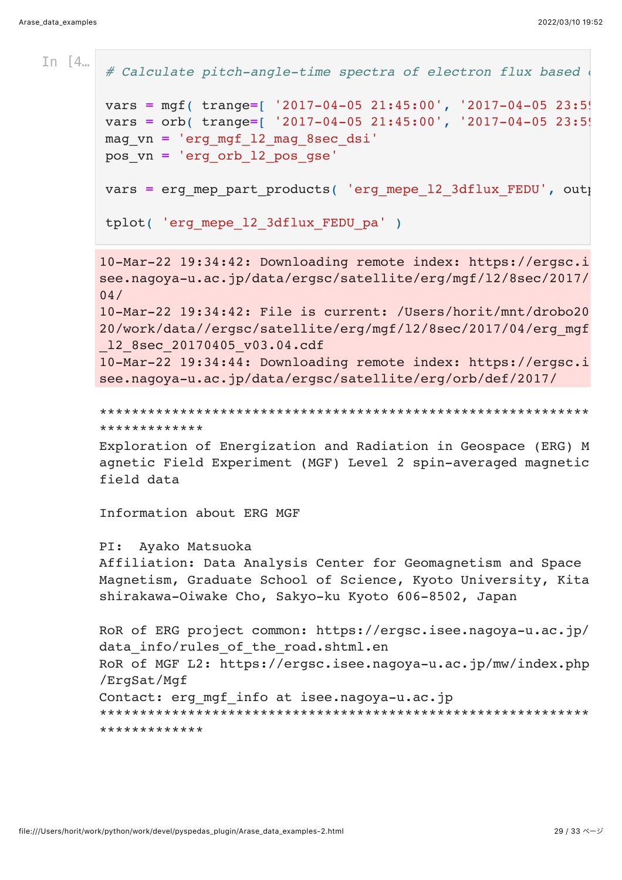In [4…

```
# Calculate pitch-angle-time spectra of electron flux based (

vars = mgf( trange=[ '2017-04-05 21:45:00', '2017-04-05 23:5(
vars = orb( trange=[ '2017-04-05 21:45:00', '2017-04-05 23:5(
mag_vn = 'erg_mgf_l2_mag_8sec_dsi'
pos_vn = 'erg_orb_l2_pos_gse'

vars = erg_mep_part_products( 'erg_mepe_l2_3dflux_FEDU', out(

tplot( 'erg_mepe_l2_3dflux_FEDU_pa' )
```

```
10-Mar-22 19:34:42: Downloading remote index: https://ergsc.isee.nagoya-u.ac.jp/data/ergsc/satellite/erg/mgf/l2/8sec/2017/04/
10-Mar-22 19:34:42: File is current: /Users/horit/mnt/drobo2020/work/data//ergsc/satellite/erg/mgf/l2/8sec/2017/04/erg_mgf_l2_8sec_20170405_v03.04.cdf
10-Mar-22 19:34:44: Downloading remote index: https://ergsc.isee.nagoya-u.ac.jp/data/ergsc/satellite/erg/orb/def/2017/
```

```
**************************************************************************
Exploration of Energization and Radiation in Geospace (ERG) Magnetic Field Experiment (MGF) Level 2 spin-averaged magnetic field data

Information about ERG MGF

PI:  Ayako Matsuoka
Affiliation: Data Analysis Center for Geomagnetism and Space Magnetism, Graduate School of Science, Kyoto University, Kitashirakawa-Oiwake Cho, Sakyo-ku Kyoto 606-8502, Japan

RoR of ERG project common: https://ergsc.isee.nagoya-u.ac.jp/data_info/rules_of_the_road.shtml.en
RoR of MGF L2: https://ergsc.isee.nagoya-u.ac.jp/mw/index.php/ErgSat/Mgf
Contact: erg_mgf_info at isee.nagoya-u.ac.jp
**************************************************************************
```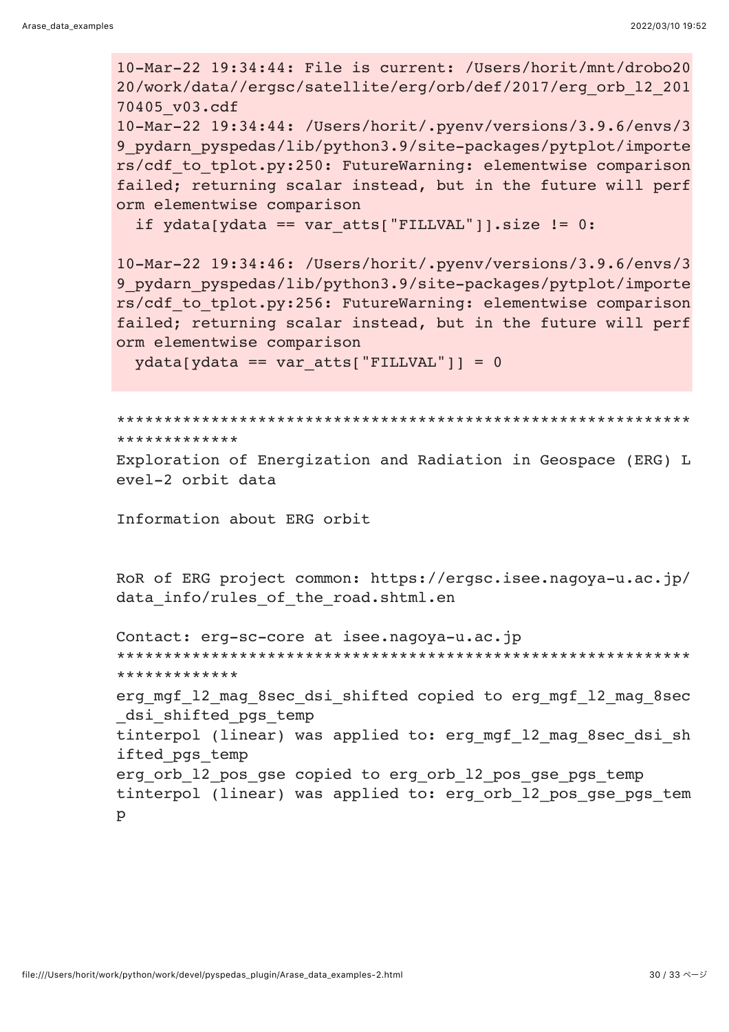```
10-Mar-22 19:34:44: File is current: /Users/horit/mnt/drobo2020/work/data//ergsc/satellite/erg/orb/def/2017/erg_orb_l2_20170405_v03.cdf
10-Mar-22 19:34:44: /Users/horit/.pyenv/versions/3.9.6/envs/39_pydarn_pyspedas/lib/python3.9/site-packages/pytplot/importers/cdf_to_tplot.py:250: FutureWarning: elementwise comparison failed; returning scalar instead, but in the future will perform elementwise comparison
  if ydata[ydata == var_atts["FILLVAL"]].size != 0:

10-Mar-22 19:34:46: /Users/horit/.pyenv/versions/3.9.6/envs/39_pydarn_pyspedas/lib/python3.9/site-packages/pytplot/importers/cdf_to_tplot.py:256: FutureWarning: elementwise comparison failed; returning scalar instead, but in the future will perform elementwise comparison
  ydata[ydata == var_atts["FILLVAL"]] = 0
```

```
**************************************************************************
Exploration of Energization and Radiation in Geospace (ERG) Level-2 orbit data

Information about ERG orbit


RoR of ERG project common: https://ergsc.isee.nagoya-u.ac.jp/data_info/rules_of_the_road.shtml.en

Contact: erg-sc-core at isee.nagoya-u.ac.jp
**************************************************************************
erg_mgf_l2_mag_8sec_dsi_shifted copied to erg_mgf_l2_mag_8sec_dsi_shifted_pgs_temp
tinterpol (linear) was applied to: erg_mgf_l2_mag_8sec_dsi_shifted_pgs_temp
erg_orb_l2_pos_gse copied to erg_orb_l2_pos_gse_pgs_temp
tinterpol (linear) was applied to: erg_orb_l2_pos_gse_pgs_temp
```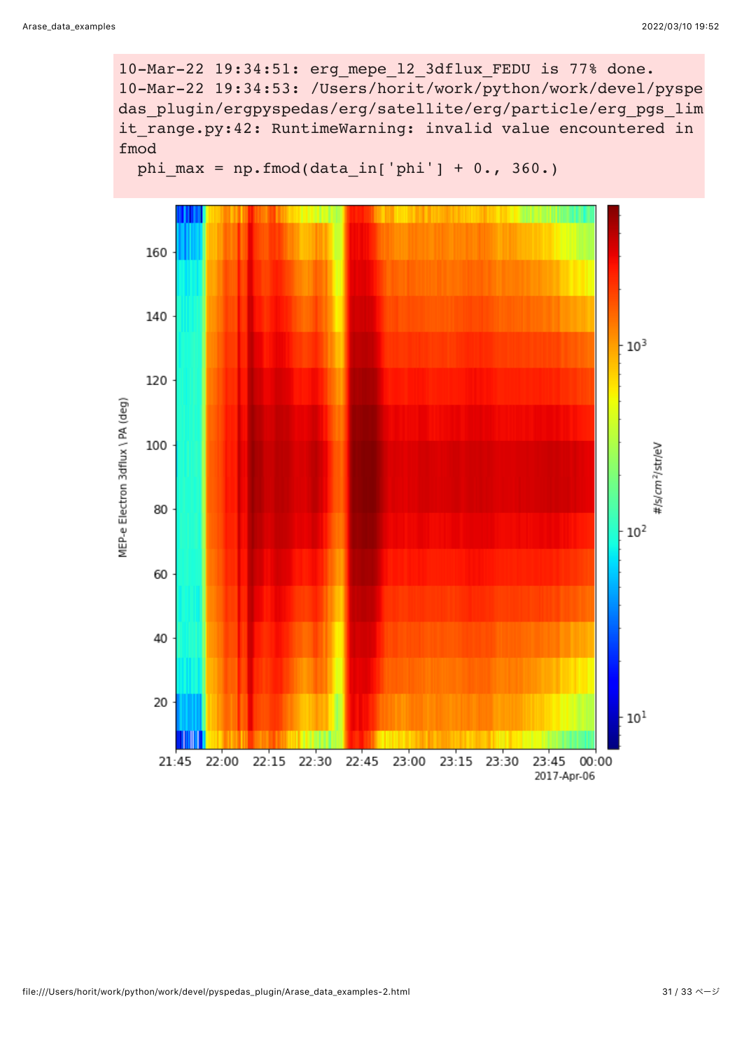```
10-Mar-22 19:34:51: erg_mepe_l2_3dflux_FEDU is 77% done.
10-Mar-22 19:34:53: /Users/horit/work/python/work/devel/pyspedas_plugin/ergpyspedas/erg/satellite/erg/particle/erg_pgs_limit_range.py:42: RuntimeWarning: invalid value encountered in fmod
  phi_max = np.fmod(data_in['phi'] + 0., 360.)
```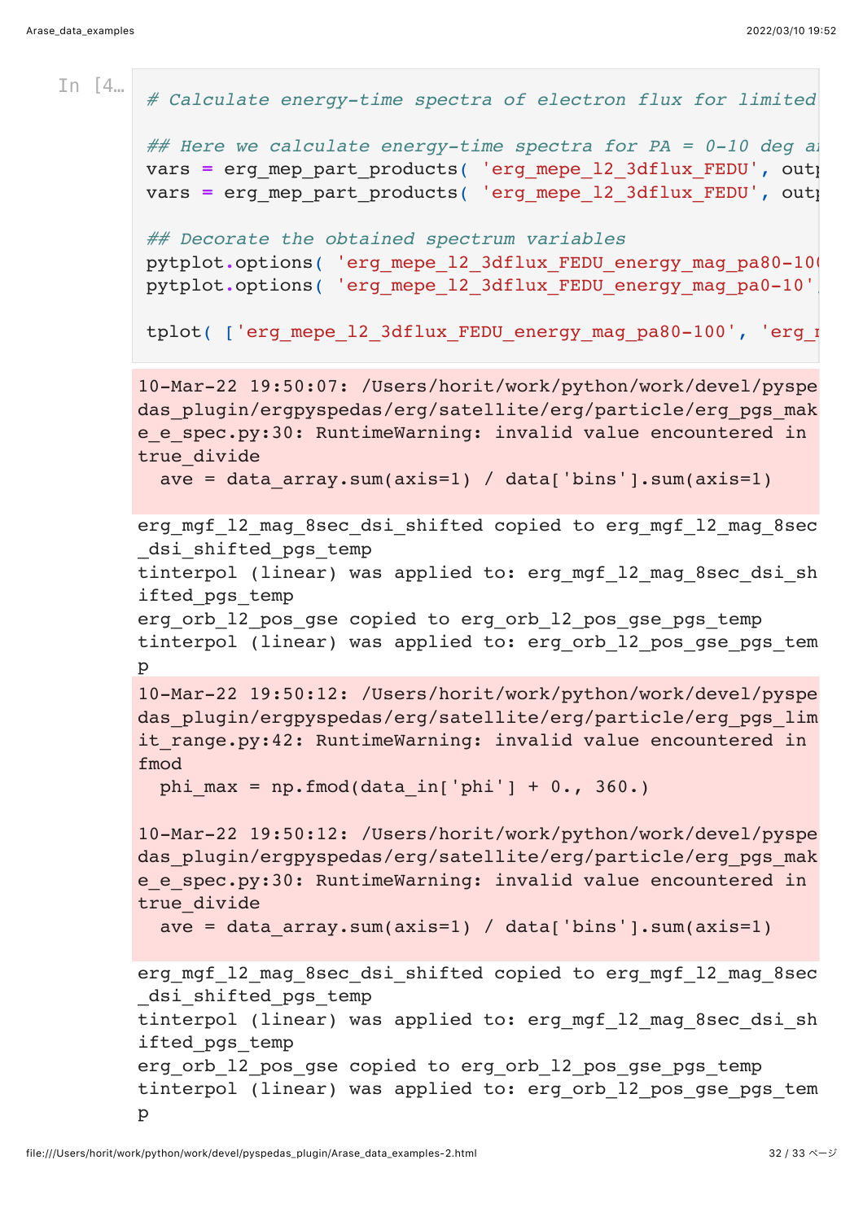In [4…

```python
# Calculate energy-time spectra of electron flux for limited

## Here we calculate energy-time spectra for PA = 0-10 deg a
vars = erg_mep_part_products( 'erg_mepe_l2_3dflux_FEDU', outp
vars = erg_mep_part_products( 'erg_mepe_l2_3dflux_FEDU', outp

## Decorate the obtained spectrum variables
pytplot.options( 'erg_mepe_l2_3dflux_FEDU_energy_mag_pa80-10(
pytplot.options( 'erg_mepe_l2_3dflux_FEDU_energy_mag_pa0-10',

tplot( ['erg_mepe_l2_3dflux_FEDU_energy_mag_pa80-100', 'erg_r
```

```
10-Mar-22 19:50:07: /Users/horit/work/python/work/devel/pyspedas_plugin/ergpyspedas/erg/satellite/erg/particle/erg_pgs_make_e_spec.py:30: RuntimeWarning: invalid value encountered in true_divide
  ave = data_array.sum(axis=1) / data['bins'].sum(axis=1)
```

```
erg_mgf_l2_mag_8sec_dsi_shifted copied to erg_mgf_l2_mag_8sec_dsi_shifted_pgs_temp
tinterpol (linear) was applied to: erg_mgf_l2_mag_8sec_dsi_shifted_pgs_temp
erg_orb_l2_pos_gse copied to erg_orb_l2_pos_gse_pgs_temp
tinterpol (linear) was applied to: erg_orb_l2_pos_gse_pgs_temp
```

```
10-Mar-22 19:50:12: /Users/horit/work/python/work/devel/pyspedas_plugin/ergpyspedas/erg/satellite/erg/particle/erg_pgs_limit_range.py:42: RuntimeWarning: invalid value encountered in fmod
  phi_max = np.fmod(data_in['phi'] + 0., 360.)

10-Mar-22 19:50:12: /Users/horit/work/python/work/devel/pyspedas_plugin/ergpyspedas/erg/satellite/erg/particle/erg_pgs_make_e_spec.py:30: RuntimeWarning: invalid value encountered in true_divide
  ave = data_array.sum(axis=1) / data['bins'].sum(axis=1)
```

```
erg_mgf_l2_mag_8sec_dsi_shifted copied to erg_mgf_l2_mag_8sec_dsi_shifted_pgs_temp
tinterpol (linear) was applied to: erg_mgf_l2_mag_8sec_dsi_shifted_pgs_temp
erg_orb_l2_pos_gse copied to erg_orb_l2_pos_gse_pgs_temp
tinterpol (linear) was applied to: erg_orb_l2_pos_gse_pgs_temp
```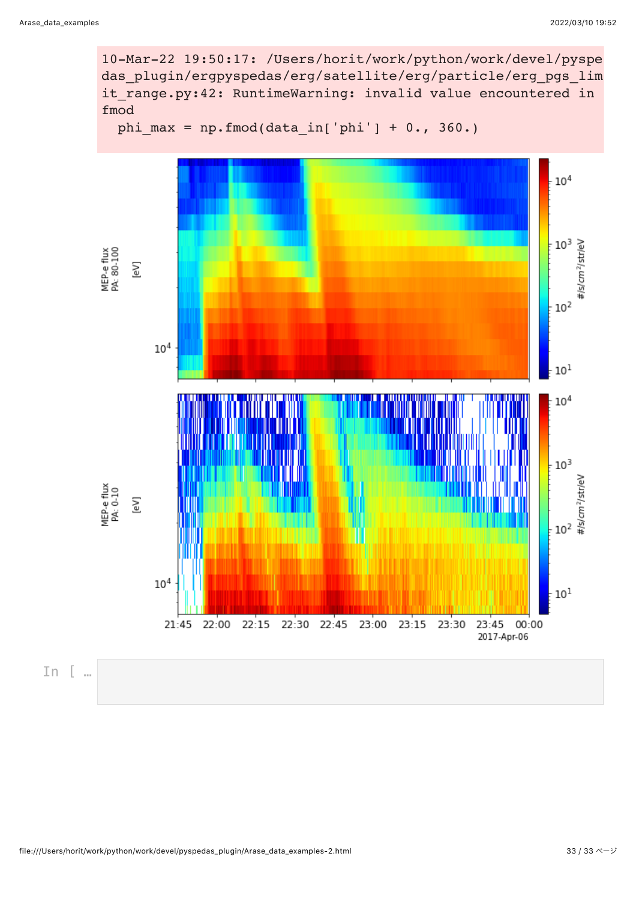```
10-Mar-22 19:50:17: /Users/horit/work/python/work/devel/pyspedas_plugin/ergpyspedas/erg/satellite/erg/particle/erg_pgs_limit_range.py:42: RuntimeWarning: invalid value encountered in fmod
  phi_max = np.fmod(data_in['phi'] + 0., 360.)
```

MEP-e flux
PA: 80-100
[eV]
$10^4$
$10^4$
$10^3$
$10^2$
$10^1$
#/s/cm$^2$/str/eV

MEP-e flux
PA: 0-10
[eV]
$10^4$
$10^4$
$10^3$
$10^2$
$10^1$
#/s/cm$^2$/str/eV

21:45 22:00 22:15 22:30 22:45 23:00 23:15 23:30 23:45 00:00
2017-Apr-06

In [ ...